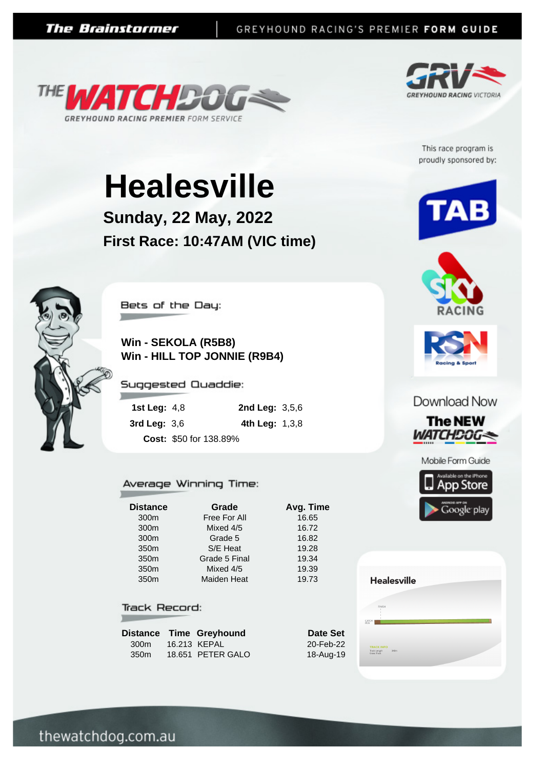The Brainstormer | GREYHOUND RACING'S PREMIER FORM GUIDE

THE WATCHDOG
GREYHOUND RACING PREMIER FORM SERVICE

GRV GREYHOUND RACING VICTORIA

This race program is proudly sponsored by:

TAB

SKY RACING

RSN Racing & Sport

# Healesville

## Sunday, 22 May, 2022

## First Race: 10:47AM (VIC time)

### Bets of the Day:

**Win - SEKOLA (R5B8)**
**Win - HILL TOP JONNIE (R9B4)**

### Suggested Quaddie:

**1st Leg:** 4,8 **2nd Leg:** 3,5,6
**3rd Leg:** 3,6 **4th Leg:** 1,3,8
**Cost:** $50 for 138.89%

Download Now The NEW WATCHDOG Mobile Form Guide

Available on the iPhone App Store

Android App on Google play

### Average Winning Time:

| Distance | Grade | Avg. Time |
|---|---|---|
| 300m | Free For All | 16.65 |
| 300m | Mixed 4/5 | 16.72 |
| 300m | Grade 5 | 16.82 |
| 350m | S/E Heat | 19.28 |
| 350m | Grade 5 Final | 19.34 |
| 350m | Mixed 4/5 | 19.39 |
| 350m | Maiden Heat | 19.73 |

### Track Record:

| Distance | Time | Greyhound | Date Set |
|---|---|---|---|
| 300m | 16.213 | KEPAL | 20-Feb-22 |
| 350m | 18.651 | PETER GALO | 18-Aug-19 |

Healesville

thewatchdog.com.au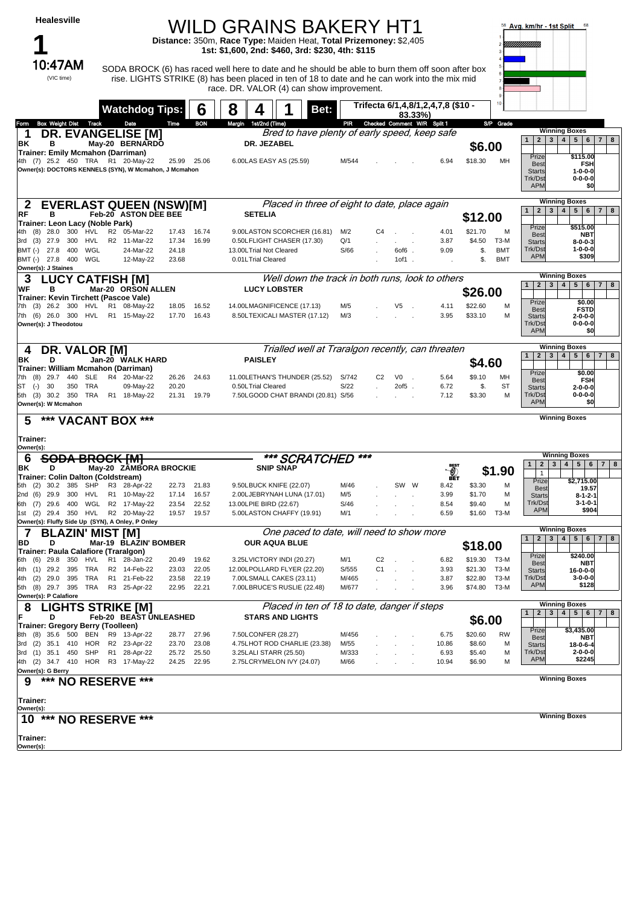# Healesville

## 1

**10:47AM** (VIC time)

# WILD GRAINS BAKERY HT1

**Distance:** 350m, **Race Type:** Maiden Heat, **Total Prizemoney:** $2,405
**1st:** $1,600, **2nd:** $460, **3rd:** $230, **4th:** $115

SODA BROCK (6) has raced well here to date and he should be able to burn them off soon after box rise. LIGHTS STRIKE (8) has been placed in ten of 18 to date and he can work into the mix mid race. DR. VALOR (4) can show improvement.

**Watchdog Tips:** 6 8 4 1 **Bet:** Trifecta 6/1,4,8/1,2,4,7,8 ($10 - 83.33%)

Avg. km/hr - 1st Split

---

### 1 DR. EVANGELISE [M]
BK B May-20 BERNARDO DR. JEZABEL
*Bred to have plenty of early speed, keep safe*
Trainer: Emily Mcmahon (Darriman)
Owner(s): DOCTORS KENNELS (SYN), W Mcmahon, J Mcmahon
**$6.00**

| Form | Box | Weight | Dist | Track | Grade | Date | Time | BON | Margin | 1st/2nd (Time) | PIR | Checked | Comment | W/R | Split 1 | S/P | Grade |
|---|---|---|---|---|---|---|---|---|---|---|---|---|---|---|---|---|---|
| 4th | (7) | 25.2 | 450 | TRA | R1 | 20-May-22 | 25.99 | 25.06 | 6.00 | LAS EASY AS (25.59) | M/544 | | | | 6.94 | $18.30 | MH |

Winning Boxes: Prize $115.00 | Best FSH | Starts 1-0-0-0 | Trk/Dst 0-0-0-0 | APM $0

---

### 2 EVERLAST QUEEN (NSW)[M]
RF B Feb-20 ASTON DEE BEE SETELIA
*Placed in three of eight to date, place again*
Trainer: Leon Lacy (Noble Park)
Owner(s): J Staines
**$12.00**

| Form | Box | Weight | Dist | Track | Grade | Date | Time | BON | Margin | 1st/2nd (Time) | PIR | Checked | Comment | W/R | Split 1 | S/P | Grade |
|---|---|---|---|---|---|---|---|---|---|---|---|---|---|---|---|---|---|
| 4th | (8) | 28.0 | 300 | HVL | R2 | 05-Mar-22 | 17.43 | 16.74 | 9.00 | LASTON SCORCHER (16.81) | M/2 | C4 | | | 4.01 | $21.70 | M |
| 3rd | (3) | 27.9 | 300 | HVL | R2 | 11-Mar-22 | 17.34 | 16.99 | 0.50 | LFLIGHT CHASER (17.30) | Q/1 | | | | 3.87 | $4.50 | T3-M |
| BMT | (-) | 27.8 | 400 | WGL | | 24-Mar-22 | 24.18 | | 13.00 | LTrial Not Cleared | S/66 | | 6of6 | | 9.09 | $. | BMT |
| BMT | (-) | 27.8 | 400 | WGL | | 12-May-22 | 23.68 | | 0.01 | LTrial Cleared | | | 1of1 | | | $. | BMT |

Winning Boxes: Prize $515.00 | Best NBT | Starts 8-0-0-3 | Trk/Dst 1-0-0-0 | APM $309

---

### 3 LUCY CATFISH [M]
WF B Mar-20 ORSON ALLEN LUCY LOBSTER
*Well down the track in both runs, look to others*
Trainer: Kevin Tirchett (Pascoe Vale)
Owner(s): J Theodotou
**$26.00**

| Form | Box | Weight | Dist | Track | Grade | Date | Time | BON | Margin | 1st/2nd (Time) | PIR | Checked | Comment | W/R | Split 1 | S/P | Grade |
|---|---|---|---|---|---|---|---|---|---|---|---|---|---|---|---|---|---|
| 7th | (3) | 26.2 | 300 | HVL | R1 | 08-May-22 | 18.05 | 16.52 | 14.00 | LMAGNIFICENCE (17.13) | M/5 | | V5 | | 4.11 | $22.60 | M |
| 7th | (6) | 26.0 | 300 | HVL | R1 | 15-May-22 | 17.70 | 16.43 | 8.50 | LTEXICALI MASTER (17.12) | M/3 | | | | 3.95 | $33.10 | M |

Winning Boxes: Prize $0.00 | Best FSTD | Starts 2-0-0-0 | Trk/Dst 0-0-0-0 | APM $0

---

### 4 DR. VALOR [M]
BK D Jan-20 WALK HARD PAISLEY
*Trialled well at Traralgon recently, can threaten*
Trainer: William Mcmahon (Darriman)
Owner(s): W Mcmahon
**$4.60**

| Form | Box | Weight | Dist | Track | Grade | Date | Time | BON | Margin | 1st/2nd (Time) | PIR | Checked | Comment | W/R | Split 1 | S/P | Grade |
|---|---|---|---|---|---|---|---|---|---|---|---|---|---|---|---|---|---|
| 7th | (8) | 29.7 | 440 | SLE | R4 | 20-Mar-22 | 26.26 | 24.63 | 11.00 | LETHAN'S THUNDER (25.52) | S/742 | C2 | V0 | | 5.64 | $9.10 | MH |
| ST | (-) | 30 | 350 | TRA | | 09-May-22 | 20.20 | | 0.50 | LTrial Cleared | S/22 | | 2of5 | | 6.72 | $. | ST |
| 5th | (3) | 30.2 | 350 | TRA | R1 | 18-May-22 | 21.31 | 19.79 | 7.50 | LGOOD CHAT BRANDI (20.81) | S/56 | | | | 7.12 | $3.30 | M |

Winning Boxes: Prize $0.00 | Best FSH | Starts 2-0-0-0 | Trk/Dst 0-0-0-0 | APM $0

---

### 5 *** VACANT BOX ***
Trainer:
Owner(s):

---

### 6 ~~SODA BROCK [M]~~ *** SCRATCHED ***
BK D May-20 ZAMBORA BROCKIE SNIP SNAP
Trainer: Colin Dalton (Coldstream)
Owner(s): Fluffy Side Up (SYN), A Onley, P Onley
BEST BET **$1.90**

| Form | Box | Weight | Dist | Track | Grade | Date | Time | BON | Margin | 1st/2nd (Time) | PIR | Checked | Comment | W/R | Split 1 | S/P | Grade |
|---|---|---|---|---|---|---|---|---|---|---|---|---|---|---|---|---|---|
| 5th | (2) | 30.2 | 385 | SHP | R3 | 28-Apr-22 | 22.73 | 21.83 | 9.50 | LBUCK KNIFE (22.07) | M/46 | | SW | W | 8.42 | $3.30 | M |
| 2nd | (6) | 29.9 | 300 | HVL | R1 | 10-May-22 | 17.14 | 16.57 | 2.00 | LJEBRYNAH LUNA (17.01) | M/5 | | | | 3.99 | $1.70 | M |
| 6th | (7) | 29.6 | 400 | WGL | R2 | 17-May-22 | 23.54 | 22.52 | 13.00 | LPIE BIRD (22.67) | S/46 | | | | 8.54 | $9.40 | M |
| 1st | (2) | 29.4 | 350 | HVL | R2 | 20-May-22 | 19.57 | 19.57 | 5.00 | LASTON CHAFFY (19.91) | M/1 | | | | 6.59 | $1.60 | T3-M |

Winning Boxes: 1 (Box 2) | Prize $2,715.00 | Best 19.57 | Starts 8-1-2-1 | Trk/Dst 3-1-0-1 | APM $904

---

### 7 BLAZIN' MIST [M]
BD D Mar-19 BLAZIN' BOMBER OUR AQUA BLUE
*One paced to date, will need to show more*
Trainer: Paula Calafiore (Traralgon)
Owner(s): P Calafiore
**$18.00**

| Form | Box | Weight | Dist | Track | Grade | Date | Time | BON | Margin | 1st/2nd (Time) | PIR | Checked | Comment | W/R | Split 1 | S/P | Grade |
|---|---|---|---|---|---|---|---|---|---|---|---|---|---|---|---|---|---|
| 6th | (6) | 29.8 | 350 | HVL | R1 | 28-Jan-22 | 20.49 | 19.62 | 3.25 | LVICTORY INDI (20.27) | M/1 | C2 | | | 6.82 | $19.30 | T3-M |
| 4th | (1) | 29.2 | 395 | TRA | R2 | 14-Feb-22 | 23.03 | 22.05 | 12.00 | LPOLLARD FLYER (22.20) | S/555 | C1 | | | 3.93 | $21.30 | T3-M |
| 4th | (2) | 29.0 | 395 | TRA | R1 | 21-Feb-22 | 23.58 | 22.19 | 7.00 | LSMALL CAKES (23.11) | M/465 | | | | 3.87 | $22.80 | T3-M |
| 5th | (8) | 29.7 | 395 | TRA | R3 | 25-Apr-22 | 22.95 | 22.21 | 7.00 | LBRUCE'S RUSLIE (22.48) | M/677 | | | | 3.96 | $74.80 | T3-M |

Winning Boxes: Prize $240.00 | Best NBT | Starts 16-0-0-0 | Trk/Dst 3-0-0-0 | APM $128

---

### 8 LIGHTS STRIKE [M]
F D Feb-20 BEAST UNLEASHED STARS AND LIGHTS
*Placed in ten of 18 to date, danger if steps*
Trainer: Gregory Berry (Toolleen)
Owner(s): G Berry
**$6.00**

| Form | Box | Weight | Dist | Track | Grade | Date | Time | BON | Margin | 1st/2nd (Time) | PIR | Checked | Comment | W/R | Split 1 | S/P | Grade |
|---|---|---|---|---|---|---|---|---|---|---|---|---|---|---|---|---|---|
| 8th | (8) | 35.6 | 500 | BEN | R9 | 13-Apr-22 | 28.77 | 27.96 | 7.50 | LCONFER (28.27) | M/456 | | | | 6.75 | $20.60 | RW |
| 3rd | (2) | 35.1 | 410 | HOR | R2 | 23-Apr-22 | 23.70 | 23.08 | 4.75 | LHOT ROD CHARLIE (23.38) | M/55 | | | | 10.86 | $8.60 | M |
| 3rd | (1) | 35.1 | 450 | SHP | R1 | 28-Apr-22 | 25.72 | 25.50 | 3.25 | LALI STARR (25.50) | M/333 | | | | 6.93 | $5.40 | M |
| 4th | (2) | 34.7 | 410 | HOR | R3 | 17-May-22 | 24.25 | 22.95 | 2.75 | LCRYMELON IVY (24.07) | M/66 | | | | 10.94 | $6.90 | M |

Winning Boxes: Prize $3,435.00 | Best NBT | Starts 18-0-6-4 | Trk/Dst 2-0-0-0 | APM $2245

---

### 9 *** NO RESERVE ***
Trainer:
Owner(s):

---

### 10 *** NO RESERVE ***
Trainer:
Owner(s):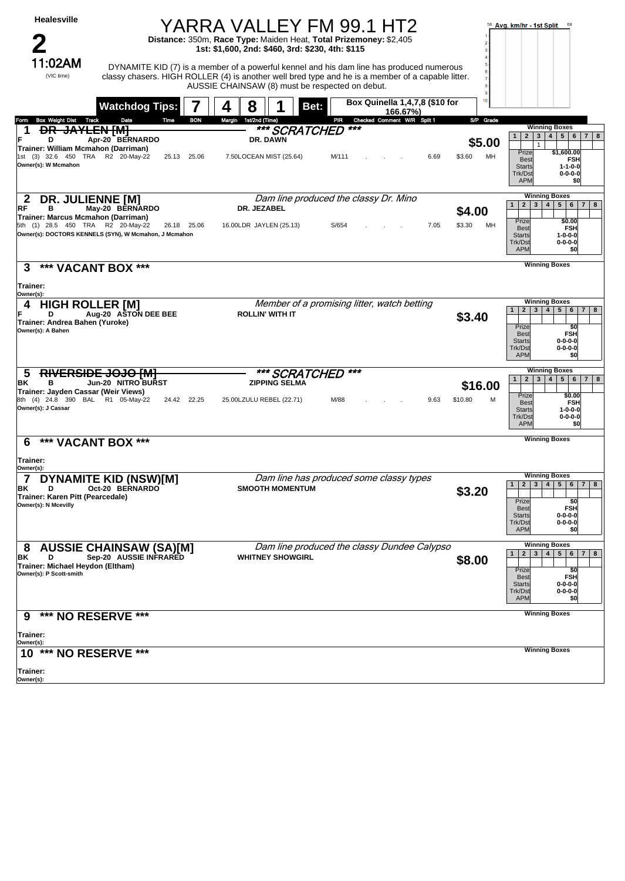# Healesville

# 2

**11:02AM** (VIC time)

# YARRA VALLEY FM 99.1 HT2

**Distance:** 350m, **Race Type:** Maiden Heat, **Total Prizemoney:** $2,405
**1st: $1,600, 2nd: $460, 3rd: $230, 4th: $115**

DYNAMITE KID (7) is a member of a powerful kennel and his dam line has produced numerous classy chasers. HIGH ROLLER (4) is another well bred type and he is a member of a capable litter. AUSSIE CHAINSAW (8) must be respected on debut.

**Watchdog Tips:** 7 4 8 1 **Bet:** Box Quinella 1,4,7,8 ($10 for 166.67%)

---

### 1 ~~DR JAYLEN [M]~~ *** SCRATCHED ***

F D Apr-20 BERNARDO — DR. DAWN — **$5.00**
Trainer: William Mcmahon (Darriman)
1st (3) 32.6 450 TRA R2 20-May-22 25.13 25.06 7.50 LOCEAN MIST (25.64) M/111 6.69 $3.60 MH
Owner(s): W Mcmahon

Winning Boxes: 3 → 1 | Prize $1,600.00 | Best FSH | Starts 1-1-0-0 | Trk/Dst 0-0-0-0 | APM $0

### 2 DR. JULIENNE [M]

*Dam line produced the classy Dr. Mino*

RF B May-20 BERNARDO — DR. JEZABEL — **$4.00**
Trainer: Marcus Mcmahon (Darriman)
5th (1) 28.5 450 TRA R2 20-May-22 26.18 25.06 16.00 LDR JAYLEN (25.13) S/654 7.05 $3.30 MH
Owner(s): DOCTORS KENNELS (SYN), W Mcmahon, J Mcmahon

Winning Boxes | Prize $0.00 | Best FSH | Starts 1-0-0-0 | Trk/Dst 0-0-0-0 | APM $0

### 3 *** VACANT BOX ***

Trainer:
Owner(s):

### 4 HIGH ROLLER [M]

*Member of a promising litter, watch betting*

F D Aug-20 ASTON DEE BEE — ROLLIN' WITH IT — **$3.40**
Trainer: Andrea Bahen (Yuroke)
Owner(s): A Bahen

Winning Boxes | Prize $0 | Best FSH | Starts 0-0-0-0 | Trk/Dst 0-0-0-0 | APM $0

### 5 ~~RIVERSIDE JOJO [M]~~ *** SCRATCHED ***

BK B Jun-20 NITRO BURST — ZIPPING SELMA — **$16.00**
Trainer: Jayden Cassar (Weir Views)
8th (4) 24.8 390 BAL R1 05-May-22 24.42 22.25 25.00 LZULU REBEL (22.71) M/88 9.63 $10.80 M
Owner(s): J Cassar

Winning Boxes | Prize $0.00 | Best FSH | Starts 1-0-0-0 | Trk/Dst 0-0-0-0 | APM $0

### 6 *** VACANT BOX ***

Trainer:
Owner(s):

### 7 DYNAMITE KID (NSW)[M]

*Dam line has produced some classy types*

BK D Oct-20 BERNARDO — SMOOTH MOMENTUM — **$3.20**
Trainer: Karen Pitt (Pearcedale)
Owner(s): N Mcevilly

Winning Boxes | Prize $0 | Best FSH | Starts 0-0-0-0 | Trk/Dst 0-0-0-0 | APM $0

### 8 AUSSIE CHAINSAW (SA)[M]

*Dam line produced the classy Dundee Calypso*

BK D Sep-20 AUSSIE INFRARED — WHITNEY SHOWGIRL — **$8.00**
Trainer: Michael Heydon (Eltham)
Owner(s): P Scott-smith

Winning Boxes | Prize $0 | Best FSH | Starts 0-0-0-0 | Trk/Dst 0-0-0-0 | APM $0

### 9 *** NO RESERVE ***

Trainer:
Owner(s):

### 10 *** NO RESERVE ***

Trainer:
Owner(s):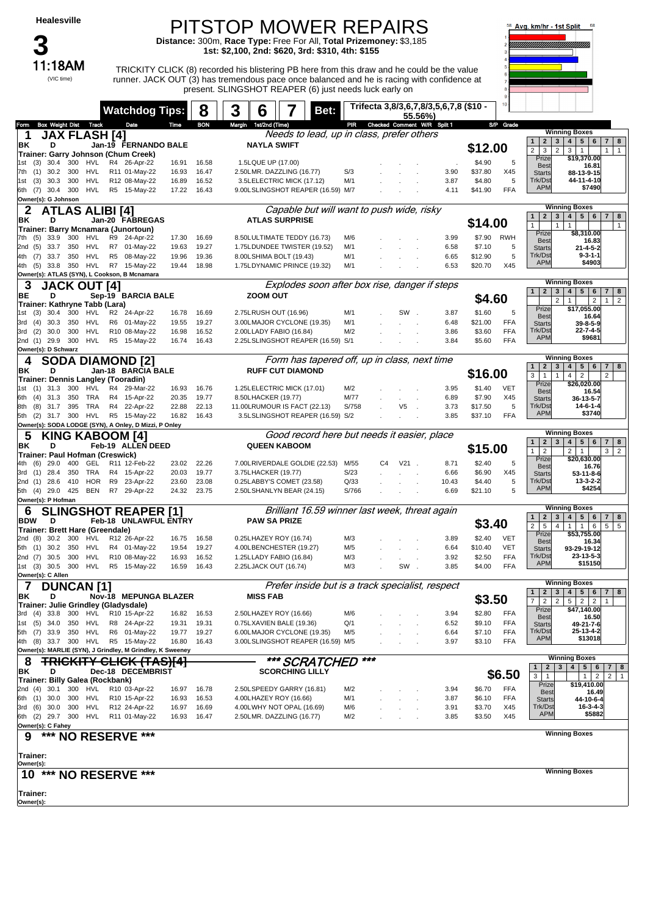# Healesville

# 3

**11:18AM** (VIC time)

# PITSTOP MOWER REPAIRS

**Distance:** 300m, **Race Type:** Free For All, **Total Prizemoney:** $3,185
**1st: $2,100, 2nd: $620, 3rd: $310, 4th: $155**

TRICKITY CLICK (8) recorded his blistering PB here from this draw and he could be the value runner. JACK OUT (3) has tremendous pace once balanced and he is racing with confidence at present. SLINGSHOT REAPER (6) just needs luck early on

Avg. km/hr - 1st Split

**Watchdog Tips:** 8 3 6 7 **Bet:** Trifecta 3,8/3,6,7,8/3,5,6,7,8 ($10 - 55.56%)

Form | Box | Weight | Dist | Track | Date | Time | BON | Margin | 1st/2nd (Time) | PIR | Checked | Comment | W/R | Split 1 | S/P | Grade

## 1 JAX FLASH [4]
*Needs to lead, up in class, prefer others*

BK D Jan-19 FERNANDO BALE — NAYLA SWIFT — **$12.00**
Trainer: Garry Johnson (Chum Creek)

| Form | Box | Weight | Dist | Track | Race | Date | Time | BON | Margin / 1st/2nd (Time) | PIR | Checked | Comment | W/R | Split 1 | S/P | Grade |
|---|---|---|---|---|---|---|---|---|---|---|---|---|---|---|---|---|
| 1st | (3) | 30.4 | 300 | HVL | R4 | 26-Apr-22 | 16.91 | 16.58 | 1.5LQUE UP (17.00) | | | | | . | $4.90 | 5 |
| 7th | (1) | 30.2 | 300 | HVL | R11 | 01-May-22 | 16.93 | 16.47 | 2.50LMR. DAZZLING (16.77) | S/3 | | | | 3.90 | $37.80 | X45 |
| 1st | (3) | 30.3 | 300 | HVL | R12 | 08-May-22 | 16.89 | 16.52 | 3.5LELECTRIC MICK (17.12) | M/1 | | | | 3.87 | $4.80 | 5 |
| 6th | (7) | 30.4 | 300 | HVL | R5 | 15-May-22 | 17.22 | 16.43 | 9.00LSLINGSHOT REAPER (16.59) | M/7 | | | | 4.11 | $41.90 | FFA |

Owner(s): G Johnson

Winning Boxes: 1: 2, 2: 3, 3: 2, 4: 3, 5: 1, 7: 1, 8: 1 — Prize $19,370.00; Best 16.81; Starts 88-13-9-15; Trk/Dst 44-11-4-10; APM $7490

## 2 ATLAS ALIBI [4]
*Capable but will want to push wide, risky*

BK D Jan-20 FABREGAS — ATLAS SURPRISE — **$14.00**
Trainer: Barry Mcnamara (Junortoun)

| Form | Box | Weight | Dist | Track | Race | Date | Time | BON | Margin / 1st/2nd (Time) | PIR | Checked | Comment | W/R | Split 1 | S/P | Grade |
|---|---|---|---|---|---|---|---|---|---|---|---|---|---|---|---|---|
| 7th | (5) | 33.9 | 300 | HVL | R9 | 24-Apr-22 | 17.30 | 16.69 | 8.50LULTIMATE TEDDY (16.73) | M/6 | | | | 3.99 | $7.90 | RWH |
| 2nd | (5) | 33.7 | 350 | HVL | R7 | 01-May-22 | 19.63 | 19.27 | 1.75LDUNDEE TWISTER (19.52) | M/1 | | | | 6.58 | $7.10 | 5 |
| 4th | (7) | 33.7 | 350 | HVL | R5 | 08-May-22 | 19.96 | 19.36 | 8.00LSHIMA BOLT (19.43) | M/1 | | | | 6.65 | $12.90 | 5 |
| 4th | (5) | 33.8 | 350 | HVL | R7 | 15-May-22 | 19.44 | 18.98 | 1.75LDYNAMIC PRINCE (19.32) | M/1 | | | | 6.53 | $20.70 | X45 |

Owner(s): ATLAS (SYN), L Cookson, B Mcnamara

Winning Boxes: 1: 1, 3: 1, 4: 1, 8: 1 — Prize $8,310.00; Best 16.83; Starts 21-4-5-2; Trk/Dst 9-3-1-1; APM $4903

## 3 JACK OUT [4]
*Explodes soon after box rise, danger if steps*

BE D Sep-19 BARCIA BALE — ZOOM OUT — **$4.60**
Trainer: Kathryne Tabb (Lara)

| Form | Box | Weight | Dist | Track | Race | Date | Time | BON | Margin / 1st/2nd (Time) | PIR | Checked | Comment | W/R | Split 1 | S/P | Grade |
|---|---|---|---|---|---|---|---|---|---|---|---|---|---|---|---|---|
| 1st | (3) | 30.4 | 300 | HVL | R2 | 24-Apr-22 | 16.78 | 16.69 | 2.75LRUSH OUT (16.96) | M/1 | | SW | | 3.87 | $1.60 | 5 |
| 3rd | (4) | 30.3 | 350 | HVL | R6 | 01-May-22 | 19.55 | 19.27 | 3.00LMAJOR CYCLONE (19.35) | M/1 | | | | 6.48 | $21.00 | FFA |
| 3rd | (2) | 30.0 | 300 | HVL | R10 | 08-May-22 | 16.98 | 16.52 | 2.00LLADY FABIO (16.84) | M/2 | | | | 3.86 | $3.60 | FFA |
| 2nd | (1) | 29.9 | 300 | HVL | R5 | 15-May-22 | 16.74 | 16.43 | 2.25LSLINGSHOT REAPER (16.59) | S/1 | | | | 3.84 | $5.60 | FFA |

Owner(s): D Schwarz

Winning Boxes: 2: 2, 3: 1, 6: 2, 7: 1, 8: 2 — Prize $17,055.00; Best 16.64; Starts 39-8-5-9; Trk/Dst 22-7-4-5; APM $9681

## 4 SODA DIAMOND [2]
*Form has tapered off, up in class, next time*

BK D Jan-18 BARCIA BALE — RUFF CUT DIAMOND — **$16.00**
Trainer: Dennis Langley (Tooradin)

| Form | Box | Weight | Dist | Track | Race | Date | Time | BON | Margin / 1st/2nd (Time) | PIR | Checked | Comment | W/R | Split 1 | S/P | Grade |
|---|---|---|---|---|---|---|---|---|---|---|---|---|---|---|---|---|
| 1st | (1) | 31.3 | 300 | HVL | R4 | 29-Mar-22 | 16.93 | 16.76 | 1.25LELECTRIC MICK (17.01) | M/2 | | | | 3.95 | $1.40 | VET |
| 6th | (4) | 31.3 | 350 | TRA | R4 | 15-Apr-22 | 20.35 | 19.77 | 8.50LHACKER (19.77) | M/77 | | | | 6.89 | $7.90 | X45 |
| 8th | (8) | 31.7 | 395 | TRA | R4 | 22-Apr-22 | 22.88 | 22.13 | 11.00LRUMOUR IS FACT (22.13) | S/758 | | V5 | | 3.73 | $17.50 | 5 |
| 5th | (2) | 31.7 | 300 | HVL | R5 | 15-May-22 | 16.82 | 16.43 | 3.5LSLINGSHOT REAPER (16.59) | S/2 | | | | 3.85 | $37.10 | FFA |

Owner(s): SODA LODGE (SYN), A Onley, D Mizzi, P Onley

Winning Boxes: 1: 3, 2: 1, 3: 1, 4: 4, 5: 2, 7: 2 — Prize $26,020.00; Best 16.54; Starts 36-13-5-7; Trk/Dst 14-6-1-4; APM $3740

## 5 KING KABOOM [4]
*Good record here but needs it easier, place*

BK D Feb-19 ALLEN DEED — QUEEN KABOOM — **$15.00**
Trainer: Paul Hofman (Creswick)

| Form | Box | Weight | Dist | Track | Race | Date | Time | BON | Margin / 1st/2nd (Time) | PIR | Checked | Comment | W/R | Split 1 | S/P | Grade |
|---|---|---|---|---|---|---|---|---|---|---|---|---|---|---|---|---|
| 4th | (6) | 29.0 | 400 | GEL | R11 | 12-Feb-22 | 23.02 | 22.26 | 7.00LRIVERDALE GOLDIE (22.53) | M/55 | C4 | V21 | | 8.71 | $2.40 | 5 |
| 3rd | (1) | 28.4 | 350 | TRA | R4 | 15-Apr-22 | 20.03 | 19.77 | 3.75LHACKER (19.77) | S/23 | | | | 6.66 | $6.90 | X45 |
| 2nd | (1) | 28.6 | 410 | HOR | R9 | 23-Apr-22 | 23.60 | 23.08 | 0.25LABBY'S COMET (23.58) | Q/33 | | | | 10.43 | $4.40 | 5 |
| 5th | (4) | 29.0 | 425 | BEN | R7 | 29-Apr-22 | 24.32 | 23.75 | 2.50LSHANLYN BEAR (24.15) | S/766 | | | | 6.69 | $21.10 | 5 |

Owner(s): P Hofman

Winning Boxes: 1: 1, 2: 2, 4: 2, 5: 1, 7: 3, 8: 2 — Prize $20,630.00; Best 16.76; Starts 53-11-8-6; Trk/Dst 13-3-2-2; APM $4254

## 6 SLINGSHOT REAPER [1]
*Brilliant 16.59 winner last week, threat again*

BDW D Feb-18 UNLAWFUL ENTRY — PAW SA PRIZE — **$3.40**
Trainer: Brett Hare (Greendale)

| Form | Box | Weight | Dist | Track | Race | Date | Time | BON | Margin / 1st/2nd (Time) | PIR | Checked | Comment | W/R | Split 1 | S/P | Grade |
|---|---|---|---|---|---|---|---|---|---|---|---|---|---|---|---|---|
| 2nd | (8) | 30.2 | 300 | HVL | R12 | 26-Apr-22 | 16.75 | 16.58 | 0.25LHAZEY ROY (16.74) | M/3 | | | | 3.89 | $2.40 | VET |
| 5th | (1) | 30.2 | 350 | HVL | R4 | 01-May-22 | 19.54 | 19.27 | 4.00LBENCHESTER (19.27) | M/5 | | | | 6.64 | $10.40 | VET |
| 2nd | (7) | 30.5 | 300 | HVL | R10 | 08-May-22 | 16.93 | 16.52 | 1.25LLADY FABIO (16.84) | M/3 | | | | 3.92 | $2.50 | FFA |
| 1st | (3) | 30.5 | 300 | HVL | R5 | 15-May-22 | 16.59 | 16.43 | 2.25LJACK OUT (16.74) | M/3 | | SW | | 3.85 | $4.00 | FFA |

Owner(s): C Allen

Winning Boxes: 1: 2, 2: 5, 3: 4, 4: 1, 5: 1, 6: 6, 7: 5, 8: 5 — Prize $53,755.00; Best 16.34; Starts 93-29-19-12; Trk/Dst 23-13-5-3; APM $15150

## 7 DUNCAN [1]
*Prefer inside but is a track specialist, respect*

BK D Nov-18 MEPUNGA BLAZER — MISS FAB — **$3.50**
Trainer: Julie Grindley (Gladysdale)

| Form | Box | Weight | Dist | Track | Race | Date | Time | BON | Margin / 1st/2nd (Time) | PIR | Checked | Comment | W/R | Split 1 | S/P | Grade |
|---|---|---|---|---|---|---|---|---|---|---|---|---|---|---|---|---|
| 3rd | (4) | 33.8 | 300 | HVL | R10 | 15-Apr-22 | 16.82 | 16.53 | 2.50LHAZEY ROY (16.66) | M/6 | | | | 3.94 | $2.80 | FFA |
| 1st | (5) | 34.0 | 350 | HVL | R8 | 24-Apr-22 | 19.31 | 19.31 | 0.75LXAVIEN BALE (19.36) | Q/1 | | | | 6.52 | $9.10 | FFA |
| 5th | (7) | 33.9 | 350 | HVL | R6 | 01-May-22 | 19.77 | 19.27 | 6.00LMAJOR CYCLONE (19.35) | M/5 | | | | 6.64 | $7.10 | FFA |
| 4th | (8) | 33.7 | 300 | HVL | R5 | 15-May-22 | 16.80 | 16.43 | 3.00LSLINGSHOT REAPER (16.59) | M/5 | | | | 3.97 | $3.10 | FFA |

Owner(s): MARLIE (SYN), J Grindley, D Grindley, K Sweeney

Winning Boxes: 1: 7, 2: 2, 3: 2, 4: 5, 5: 2, 6: 2, 7: 1 — Prize $47,140.00; Best 16.50; Starts 49-21-7-6; Trk/Dst 25-13-4-2; APM $13018

## 8 ~~TRICKITY CLICK (TAS)[4]~~
*\*\*\* SCRATCHED \*\*\**

BK D Dec-18 DECEMBRIST — SCORCHING LILLY — **$6.50**
Trainer: Billy Galea (Rockbank)

| Form | Box | Weight | Dist | Track | Race | Date | Time | BON | Margin / 1st/2nd (Time) | PIR | Checked | Comment | W/R | Split 1 | S/P | Grade |
|---|---|---|---|---|---|---|---|---|---|---|---|---|---|---|---|---|
| 2nd | (4) | 30.1 | 300 | HVL | R10 | 03-Apr-22 | 16.97 | 16.78 | 2.50LSPEEDY GARRY (16.81) | M/2 | | | | 3.94 | $6.70 | FFA |
| 6th | (1) | 30.0 | 300 | HVL | R10 | 15-Apr-22 | 16.93 | 16.53 | 4.00LHAZEY ROY (16.66) | M/1 | | | | 3.87 | $6.10 | FFA |
| 3rd | (6) | 30.0 | 300 | HVL | R12 | 24-Apr-22 | 16.97 | 16.69 | 4.00LWHY NOT OPAL (16.69) | M/6 | | | | 3.91 | $3.70 | X45 |
| 6th | (2) | 29.7 | 300 | HVL | R11 | 01-May-22 | 16.93 | 16.47 | 2.50LMR. DAZZLING (16.77) | M/2 | | | | 3.85 | $3.50 | X45 |

Owner(s): C Fahey

Winning Boxes: 1: 3, 2: 1, 6: 1, 7: 2, 8: 2, (1) — Prize $19,410.00; Best 16.49; Starts 44-10-6-4; Trk/Dst 16-3-4-3; APM $5882

## 9 \*\*\* NO RESERVE \*\*\*

Trainer:
Owner(s):

Winning Boxes

## 10 \*\*\* NO RESERVE \*\*\*

Trainer:
Owner(s):

Winning Boxes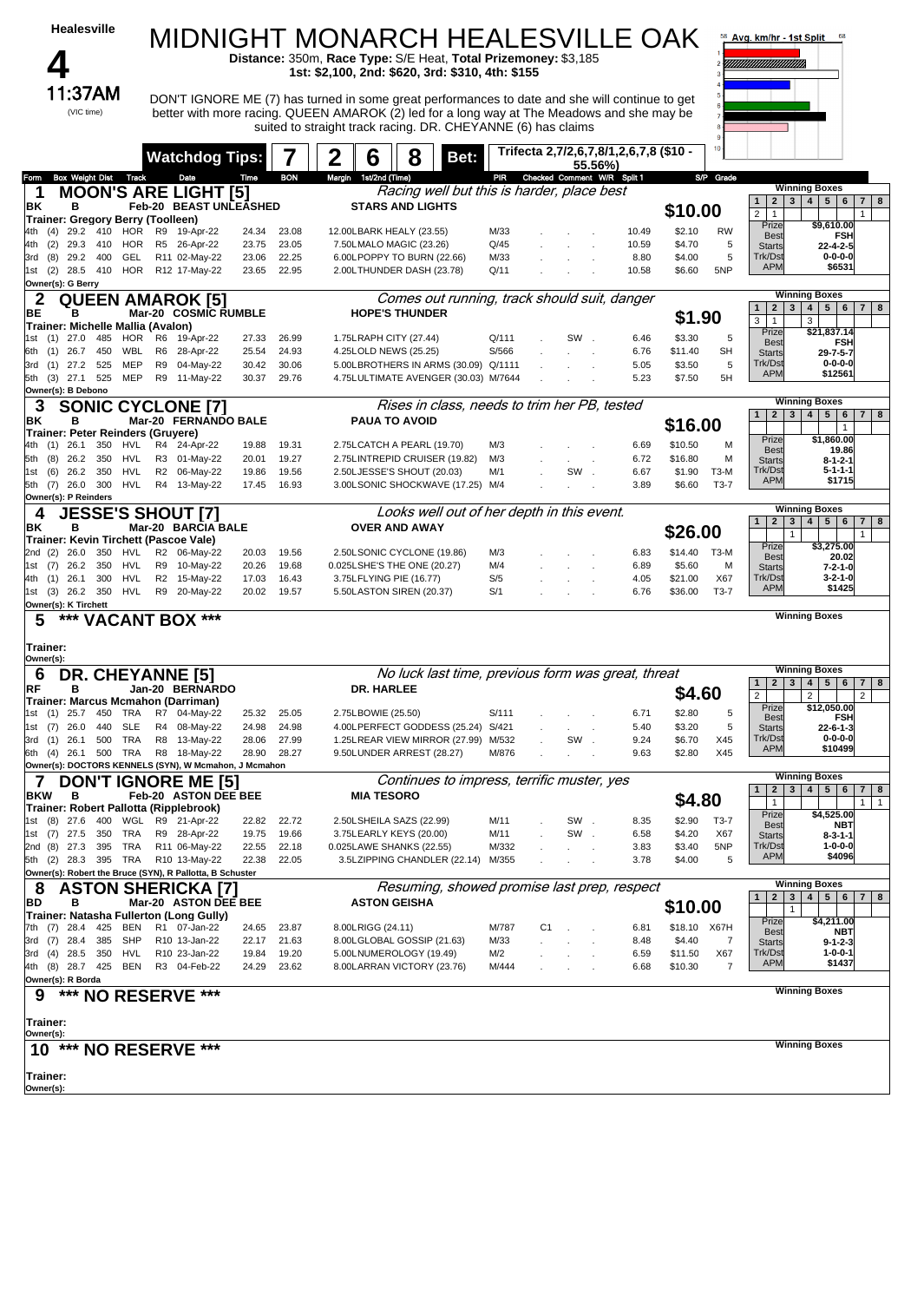**Healesville**

# 4

**11:37AM** (VIC time)

# MIDNIGHT MONARCH HEALESVILLE OAK

**Distance:** 350m, **Race Type:** S/E Heat, **Total Prizemoney:** $3,185
**1st:** $2,100, **2nd:** $620, **3rd:** $310, **4th:** $155

DON'T IGNORE ME (7) has turned in some great performances to date and she will continue to get better with more racing. QUEEN AMAROK (2) led for a long way at The Meadows and she may be suited to straight track racing. DR. CHEYANNE (6) has claims

**Watchdog Tips:** 7 | 2 | 6 | 8 | **Bet:** Trifecta 2,7/2,6,7,8/1,2,6,7,8 ($10 - 55.56%)

Avg. km/hr - 1st Split

---

## 1 MOON'S ARE LIGHT [5]

*Racing well but this is harder, place best*

BK B Feb-20 BEAST UNLEASHED — STARS AND LIGHTS
Trainer: Gregory Berry (Toolleen)
Owner(s): G Berry

**$10.00**

| Form | Box | Weight | Dist | Track | Race | Date | Time | BON | Margin 1st/2nd (Time) | PIR | Checked | Comment | W/R | Split 1 | S/P | Grade |
|---|---|---|---|---|---|---|---|---|---|---|---|---|---|---|---|---|
| 4th | (4) | 29.2 | 410 | HOR | R9 | 19-Apr-22 | 24.34 | 23.08 | 12.00LBARK HEALY (23.55) | M/33 | | | | 10.49 | $2.10 | RW |
| 4th | (2) | 29.3 | 410 | HOR | R5 | 26-Apr-22 | 23.75 | 23.05 | 7.50LMALO MAGIC (23.26) | Q/45 | | | | 10.59 | $4.70 | 5 |
| 3rd | (8) | 29.2 | 400 | GEL | R11 | 02-May-22 | 23.06 | 22.25 | 6.00LPOPPY TO BURN (22.66) | M/33 | | | | 8.80 | $4.00 | 5 |
| 1st | (2) | 28.5 | 410 | HOR | R12 | 17-May-22 | 23.65 | 22.95 | 2.00LTHUNDER DASH (23.78) | Q/11 | | | | 10.58 | $6.60 | 5NP |

Winning Boxes: 1: 2, 2: 1, 8: 1 | Prize: $9,610.00 | Best: FSH | Starts: 22-4-2-5 | Trk/Dst: 0-0-0-0 | APM: $6531

## 2 QUEEN AMAROK [5]

*Comes out running, track should suit, danger*

BE B Mar-20 COSMIC RUMBLE — HOPE'S THUNDER
Trainer: Michelle Mallia (Avalon)
Owner(s): B Debono

**$1.90**

| Form | Box | Weight | Dist | Track | Race | Date | Time | BON | Margin 1st/2nd (Time) | PIR | Checked | Comment | W/R | Split 1 | S/P | Grade |
|---|---|---|---|---|---|---|---|---|---|---|---|---|---|---|---|---|
| 1st | (1) | 27.0 | 485 | HOR | R6 | 19-Apr-22 | 27.33 | 26.99 | 1.75LRAPH CITY (27.44) | Q/111 | | SW | | 6.46 | $3.30 | 5 |
| 6th | (1) | 26.7 | 450 | WBL | R6 | 28-Apr-22 | 25.54 | 24.93 | 4.25LOLD NEWS (25.25) | S/566 | | | | 6.76 | $11.40 | SH |
| 3rd | (1) | 27.2 | 525 | MEP | R9 | 04-May-22 | 30.42 | 30.06 | 5.00LBROTHERS IN ARMS (30.09) | Q/1111 | | | | 5.05 | $3.50 | 5 |
| 5th | (3) | 27.1 | 525 | MEP | R9 | 11-May-22 | 30.37 | 29.76 | 4.75LULTIMATE AVENGER (30.03) | M/7644 | | | | 5.23 | $7.50 | 5H |

Winning Boxes: 1: 3, 2: 1, 4: 3 | Prize: $21,837.14 | Best: FSH | Starts: 29-7-5-7 | Trk/Dst: 0-0-0-0 | APM: $12561

## 3 SONIC CYCLONE [7]

*Rises in class, needs to trim her PB, tested*

BK B Mar-20 FERNANDO BALE — PAUA TO AVOID
Trainer: Peter Reinders (Gruyere)
Owner(s): P Reinders

**$16.00**

| Form | Box | Weight | Dist | Track | Race | Date | Time | BON | Margin 1st/2nd (Time) | PIR | Checked | Comment | W/R | Split 1 | S/P | Grade |
|---|---|---|---|---|---|---|---|---|---|---|---|---|---|---|---|---|
| 4th | (1) | 26.1 | 350 | HVL | R4 | 24-Apr-22 | 19.88 | 19.31 | 2.75LCATCH A PEARL (19.70) | M/3 | | | | 6.69 | $10.50 | M |
| 5th | (8) | 26.2 | 350 | HVL | R3 | 01-May-22 | 20.01 | 19.27 | 2.75LINTREPID CRUISER (19.82) | M/3 | | | | 6.72 | $16.80 | M |
| 1st | (6) | 26.2 | 350 | HVL | R2 | 06-May-22 | 19.86 | 19.56 | 2.50LJESSE'S SHOUT (20.03) | M/1 | | SW | | 6.67 | $1.90 | T3-M |
| 5th | (7) | 26.0 | 300 | HVL | R4 | 13-May-22 | 17.45 | 16.93 | 3.00LSONIC SHOCKWAVE (17.25) | M/4 | | | | 3.89 | $6.60 | T3-7 |

Winning Boxes: 6: 1 | Prize: $1,860.00 | Best: 19.86 | Starts: 8-1-2-1 | Trk/Dst: 5-1-1-1 | APM: $1715

## 4 JESSE'S SHOUT [7]

*Looks well out of her depth in this event.*

BK B Mar-20 BARCIA BALE — OVER AND AWAY
Trainer: Kevin Tirchett (Pascoe Vale)
Owner(s): K Tirchett

**$26.00**

| Form | Box | Weight | Dist | Track | Race | Date | Time | BON | Margin 1st/2nd (Time) | PIR | Checked | Comment | W/R | Split 1 | S/P | Grade |
|---|---|---|---|---|---|---|---|---|---|---|---|---|---|---|---|---|
| 2nd | (2) | 26.0 | 350 | HVL | R2 | 06-May-22 | 20.03 | 19.56 | 2.50LSONIC CYCLONE (19.86) | M/3 | | | | 6.83 | $14.40 | T3-M |
| 1st | (7) | 26.2 | 350 | HVL | R9 | 10-May-22 | 20.26 | 19.68 | 0.025LSHE'S THE ONE (20.27) | M/4 | | | | 6.89 | $5.60 | M |
| 4th | (1) | 26.1 | 300 | HVL | R2 | 15-May-22 | 17.03 | 16.43 | 3.75LFLYING PIE (16.77) | S/5 | | | | 4.05 | $21.00 | X67 |
| 1st | (3) | 26.2 | 350 | HVL | R9 | 20-May-22 | 20.02 | 19.57 | 5.50LASTON SIREN (20.37) | S/1 | | | | 6.76 | $36.00 | T3-7 |

Winning Boxes: 3: 1, 7: 1 | Prize: $3,275.00 | Best: 20.02 | Starts: 7-2-1-0 | Trk/Dst: 3-2-1-0 | APM: $1425

## 5 *** VACANT BOX ***

Trainer:
Owner(s):

## 6 DR. CHEYANNE [5]

*No luck last time, previous form was great, threat*

RF B Jan-20 BERNARDO — DR. HARLEE
Trainer: Marcus Mcmahon (Darriman)
Owner(s): DOCTORS KENNELS (SYN), W Mcmahon, J Mcmahon

**$4.60**

| Form | Box | Weight | Dist | Track | Race | Date | Time | BON | Margin 1st/2nd (Time) | PIR | Checked | Comment | W/R | Split 1 | S/P | Grade |
|---|---|---|---|---|---|---|---|---|---|---|---|---|---|---|---|---|
| 1st | (1) | 25.7 | 450 | TRA | R7 | 04-May-22 | 25.32 | 25.05 | 2.75LBOWIE (25.50) | S/111 | | | | 6.71 | $2.80 | 5 |
| 1st | (7) | 26.0 | 440 | SLE | R4 | 08-May-22 | 24.98 | 24.98 | 4.00LPERFECT GODDESS (25.24) | S/421 | | | | 5.40 | $3.20 | 5 |
| 3rd | (1) | 26.1 | 500 | TRA | R8 | 13-May-22 | 28.06 | 27.99 | 1.25LREAR VIEW MIRROR (27.99) | M/532 | | SW | | 9.24 | $6.70 | X45 |
| 6th | (4) | 26.1 | 500 | TRA | R8 | 18-May-22 | 28.90 | 28.27 | 9.50LUNDER ARREST (28.27) | M/876 | | | | 9.63 | $2.80 | X45 |

Winning Boxes: 1: 2, 5: 2, 8: 2 | Prize: $12,050.00 | Best: FSH | Starts: 22-6-1-3 | Trk/Dst: 0-0-0-0 | APM: $10499

## 7 DON'T IGNORE ME [5]

*Continues to impress, terrific muster, yes*

BKW B Feb-20 ASTON DEE BEE — MIA TESORO
Trainer: Robert Pallotta (Ripplebrook)
Owner(s): Robert the Bruce (SYN), R Pallotta, B Schuster

**$4.80**

| Form | Box | Weight | Dist | Track | Race | Date | Time | BON | Margin 1st/2nd (Time) | PIR | Checked | Comment | W/R | Split 1 | S/P | Grade |
|---|---|---|---|---|---|---|---|---|---|---|---|---|---|---|---|---|
| 1st | (8) | 27.6 | 400 | WGL | R9 | 21-Apr-22 | 22.82 | 22.72 | 2.50LSHEILA SAZS (22.99) | M/11 | | SW | | 8.35 | $2.90 | T3-7 |
| 1st | (7) | 27.5 | 350 | TRA | R9 | 28-Apr-22 | 19.75 | 19.66 | 3.75LEARLY KEYS (20.00) | M/11 | | SW | | 6.58 | $4.20 | X67 |
| 2nd | (8) | 27.3 | 395 | TRA | R11 | 06-May-22 | 22.55 | 22.18 | 0.025LAWE SHANKS (22.55) | M/332 | | | | 3.83 | $3.40 | 5NP |
| 5th | (2) | 28.3 | 395 | TRA | R10 | 13-May-22 | 22.38 | 22.05 | 3.5LZIPPING CHANDLER (22.14) | M/355 | | | | 3.78 | $4.00 | 5 |

Winning Boxes: 2: 1, 7: 1, 8: 1 | Prize: $4,525.00 | Best: NBT | Starts: 8-3-1-1 | Trk/Dst: 1-0-0-0 | APM: $4096

## 8 ASTON SHERICKA [7]

*Resuming, showed promise last prep, respect*

BD B Mar-20 ASTON DEE BEE — ASTON GEISHA
Trainer: Natasha Fullerton (Long Gully)
Owner(s): R Borda

**$10.00**

| Form | Box | Weight | Dist | Track | Race | Date | Time | BON | Margin 1st/2nd (Time) | PIR | Checked | Comment | W/R | Split 1 | S/P | Grade |
|---|---|---|---|---|---|---|---|---|---|---|---|---|---|---|---|---|
| 7th | (7) | 28.4 | 425 | BEN | R1 | 07-Jan-22 | 24.65 | 23.87 | 8.00LRIGG (24.11) | M/787 | C1 | | | 6.81 | $18.10 | X67H |
| 3rd | (7) | 28.4 | 385 | SHP | R10 | 13-Jan-22 | 22.17 | 21.63 | 8.00LGLOBAL GOSSIP (21.63) | M/33 | | | | 8.48 | $4.40 | 7 |
| 3rd | (4) | 28.5 | 350 | HVL | R10 | 23-Jan-22 | 19.84 | 19.20 | 5.00LNUMEROLOGY (19.49) | M/2 | | | | 6.59 | $11.50 | X67 |
| 4th | (8) | 28.7 | 425 | BEN | R3 | 04-Feb-22 | 24.29 | 23.62 | 8.00LARRAN VICTORY (23.76) | M/444 | | | | 6.68 | $10.30 | 7 |

Winning Boxes: 3: 1 | Prize: $4,211.00 | Best: NBT | Starts: 9-1-2-3 | Trk/Dst: 1-0-0-1 | APM: $1437

## 9 *** NO RESERVE ***

Trainer:
Owner(s):

## 10 *** NO RESERVE ***

Trainer:
Owner(s):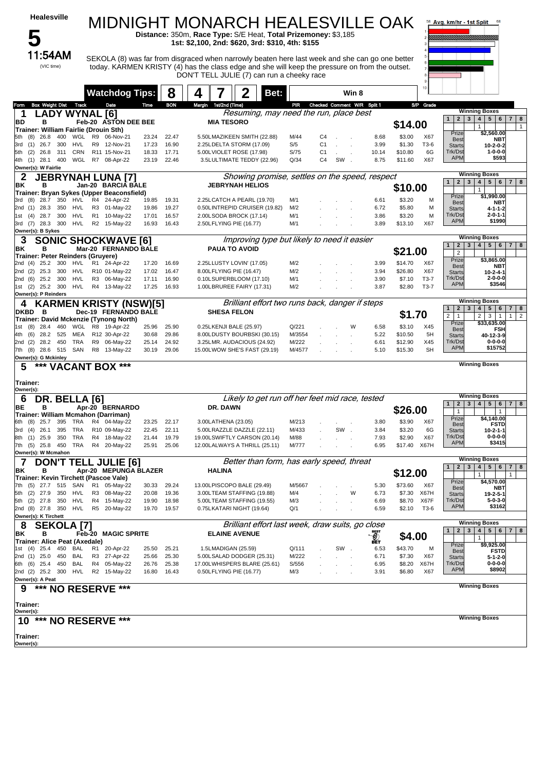# Healesville

## 5

**11:54AM** (VIC time)

# MIDNIGHT MONARCH HEALESVILLE OAK

**Distance:** 350m, **Race Type:** S/E Heat, **Total Prizemoney:** $3,185
**1st: $2,100, 2nd: $620, 3rd: $310, 4th: $155**

SEKOLA (8) was far from disgraced when narrowly beaten here last week and she can go one better today. KARMEN KRISTY (4) has the class edge and she will keep the pressure on from the outset. DON'T TELL JULIE (7) can run a cheeky race

**Watchdog Tips:** 8 4 7 2 **Bet:** Win 8

---

### 1 LADY WYNAL [6]
BD B Feb-20 ASTON DEE BEE — MIA TESORO
Trainer: William Fairlie (Drouin Sth)
Owner(s): W Fairlie
*Resuming, may need the run, place best*
**$14.00**

| Form | Box | Weight | Dist | Track | Race | Date | Time | BON | Margin | 1st/2nd (Time) | PIR | Checked | Comment | W/R | Split 1 | S/P | Grade |
|---|---|---|---|---|---|---|---|---|---|---|---|---|---|---|---|---|---|
| 5th | (8) | 26.8 | 400 | WGL | R9 | 06-Nov-21 | 23.24 | 22.47 | 5.50L | MAZIKEEN SMITH (22.88) | M/44 | C4 | | | 8.68 | $3.00 | X67 |
| 3rd | (1) | 26.7 | 300 | HVL | R9 | 12-Nov-21 | 17.23 | 16.90 | 2.25L | DELTA STORM (17.09) | S/5 | C1 | | | 3.99 | $1.30 | T3-6 |
| 5th | (2) | 26.8 | 311 | CRN | R11 | 15-Nov-21 | 18.33 | 17.71 | 5.00L | VIOLET ROSE (17.98) | S/75 | C1 | | | 10.14 | $10.80 | 6G |
| 4th | (1) | 28.1 | 400 | WGL | R7 | 08-Apr-22 | 23.19 | 22.46 | 3.5L | ULTIMATE TEDDY (22.96) | Q/34 | C4 | SW | | 8.75 | $11.60 | X67 |

Winning Boxes: 1: –, 2: –, 3: –, 4: 1, 5: –, 6: –, 7: –, 8: 1
Prize $2,560.00 | Best NBT | Starts 10-2-0-2 | Trk/Dst 1-0-0-0 | APM $593

---

### 2 JEBRYNAH LUNA [7]
BK B Jan-20 BARCIA BALE — JEBRYNAH HELIOS
Trainer: Bryan Sykes (Upper Beaconsfield)
Owner(s): B Sykes
*Showing promise, settles on the speed, respect*
**$10.00**

| Form | Box | Weight | Dist | Track | Race | Date | Time | BON | Margin | 1st/2nd (Time) | PIR | Checked | Comment | W/R | Split 1 | S/P | Grade |
|---|---|---|---|---|---|---|---|---|---|---|---|---|---|---|---|---|---|
| 3rd | (8) | 28.7 | 350 | HVL | R4 | 24-Apr-22 | 19.85 | 19.31 | 2.25L | CATCH A PEARL (19.70) | M/1 | | | | 6.61 | $3.20 | M |
| 2nd | (1) | 28.3 | 350 | HVL | R3 | 01-May-22 | 19.86 | 19.27 | 0.50L | INTREPID CRUISER (19.82) | M/2 | | | | 6.72 | $5.80 | M |
| 1st | (4) | 28.7 | 300 | HVL | R1 | 10-May-22 | 17.01 | 16.57 | 2.00L | SODA BROCK (17.14) | M/1 | | | | 3.86 | $3.20 | M |
| 3rd | (7) | 28.3 | 300 | HVL | R2 | 15-May-22 | 16.93 | 16.43 | 2.50L | FLYING PIE (16.77) | M/1 | | | | 3.89 | $13.10 | X67 |

Winning Boxes: 1: –, 2: –, 3: –, 4: 1, 5: –, 6: –, 7: –, 8: –
Prize $1,990.00 | Best NBT | Starts 4-1-1-2 | Trk/Dst 2-0-1-1 | APM $1990

---

### 3 SONIC SHOCKWAVE [6]
BK B Mar-20 FERNANDO BALE — PAUA TO AVOID
Trainer: Peter Reinders (Gruyere)
Owner(s): P Reinders
*Improving type but likely to need it easier*
**$21.00**

| Form | Box | Weight | Dist | Track | Race | Date | Time | BON | Margin | 1st/2nd (Time) | PIR | Checked | Comment | W/R | Split 1 | S/P | Grade |
|---|---|---|---|---|---|---|---|---|---|---|---|---|---|---|---|---|---|
| 2nd | (4) | 25.2 | 300 | HVL | R1 | 24-Apr-22 | 17.20 | 16.69 | 2.25L | LUSTY LOVIN' (17.05) | M/2 | | | | 3.99 | $14.70 | X67 |
| 2nd | (2) | 25.3 | 300 | HVL | R10 | 01-May-22 | 17.02 | 16.47 | 8.00L | FLYING PIE (16.47) | M/2 | | | | 3.94 | $26.80 | X67 |
| 2nd | (6) | 25.2 | 300 | HVL | R3 | 06-May-22 | 17.11 | 16.90 | 0.10L | SUPERBLOOM (17.10) | M/1 | | | | 3.90 | $7.10 | T3-7 |
| 1st | (2) | 25.2 | 300 | HVL | R4 | 13-May-22 | 17.25 | 16.93 | 1.00L | BRUREE FAIRY (17.31) | M/2 | | | | 3.87 | $2.80 | T3-7 |

Winning Boxes: 1: –, 2: 2, 3: –, 4: –, 5: –, 6: –, 7: –, 8: –
Prize $3,865.00 | Best NBT | Starts 10-2-4-1 | Trk/Dst 2-0-0-0 | APM $3546

---

### 4 KARMEN KRISTY (NSW)[5]
DKBD B Dec-19 FERNANDO BALE — SHESA FELON
Trainer: David Mckenzie (Tynong North)
Owner(s): G Mckinley
*Brilliant effort two runs back, danger if steps*
**$1.70**

| Form | Box | Weight | Dist | Track | Race | Date | Time | BON | Margin | 1st/2nd (Time) | PIR | Checked | Comment | W/R | Split 1 | S/P | Grade |
|---|---|---|---|---|---|---|---|---|---|---|---|---|---|---|---|---|---|
| 1st | (8) | 28.4 | 460 | WGL | R8 | 19-Apr-22 | 25.96 | 25.90 | 0.25L | KENJI BALE (25.97) | Q/221 | | | W | 6.58 | $3.10 | X45 |
| 4th | (6) | 28.2 | 525 | MEA | R12 | 30-Apr-22 | 30.68 | 29.86 | 8.00L | DUSTY BOURBSKI (30.15) | M/3554 | | | | 5.22 | $10.50 | 5H |
| 2nd | (2) | 28.2 | 450 | TRA | R9 | 06-May-22 | 25.14 | 24.92 | 3.25L | MR. AUDACIOUS (24.92) | M/222 | | | | 6.61 | $12.90 | X45 |
| 7th | (8) | 28.6 | 515 | SAN | R8 | 13-May-22 | 30.19 | 29.06 | 15.00L | WOW SHE'S FAST (29.19) | M/4577 | | | | 5.10 | $15.30 | SH |

Winning Boxes: 1: 2, 2: 1, 3: –, 4: 2, 5: 3, 6: 1, 7: 1, 8: 2
Prize $33,635.00 | Best FSH | Starts 40-12-3-9 | Trk/Dst 0-0-0-0 | APM $15752

---

### 5 *** VACANT BOX ***
Trainer:
Owner(s):

---

### 6 DR. BELLA [6]
BE B Apr-20 BERNARDO — DR. DAWN
Trainer: William Mcmahon (Darriman)
Owner(s): W Mcmahon
*Likely to get run off her feet mid race, tested*
**$26.00**

| Form | Box | Weight | Dist | Track | Race | Date | Time | BON | Margin | 1st/2nd (Time) | PIR | Checked | Comment | W/R | Split 1 | S/P | Grade |
|---|---|---|---|---|---|---|---|---|---|---|---|---|---|---|---|---|---|
| 6th | (8) | 25.7 | 395 | TRA | R4 | 04-May-22 | 23.25 | 22.17 | 3.00L | ATHENA (23.05) | M/213 | | | | 3.80 | $3.90 | X67 |
| 3rd | (4) | 26.1 | 395 | TRA | R10 | 09-May-22 | 22.45 | 22.11 | 5.00L | RAZZLE DAZZLE (22.11) | M/433 | | SW | | 3.84 | $3.20 | 6G |
| 8th | (1) | 25.9 | 350 | TRA | R4 | 18-May-22 | 21.44 | 19.79 | 19.00L | SWIFTLY CARSON (20.14) | M/88 | | | | 7.93 | $2.90 | X67 |
| 7th | (5) | 25.8 | 450 | TRA | R4 | 20-May-22 | 25.91 | 25.06 | 12.00L | ALWAYS A THRILL (25.11) | M/777 | | | | 6.95 | $17.40 | X67H |

Winning Boxes: 1: 1, 2: –, 3: –, 4: –, 5: –, 6: 1, 7: –, 8: –
Prize $4,140.00 | Best FSTD | Starts 10-2-1-1 | Trk/Dst 0-0-0-0 | APM $3415

---

### 7 DON'T TELL JULIE [6]
BK B Apr-20 MEPUNGA BLAZER — HALINA
Trainer: Kevin Tirchett (Pascoe Vale)
Owner(s): K Tirchett
*Better than form, has early speed, threat*
**$12.00**

| Form | Box | Weight | Dist | Track | Race | Date | Time | BON | Margin | 1st/2nd (Time) | PIR | Checked | Comment | W/R | Split 1 | S/P | Grade |
|---|---|---|---|---|---|---|---|---|---|---|---|---|---|---|---|---|---|
| 7th | (5) | 27.7 | 515 | SAN | R1 | 05-May-22 | 30.33 | 29.24 | 13.00L | PISCOPO BALE (29.49) | M/5667 | | | | 5.30 | $73.60 | X67 |
| 5th | (2) | 27.9 | 350 | HVL | R3 | 08-May-22 | 20.08 | 19.36 | 3.00L | TEAM STAFFING (19.88) | M/4 | | | W | 6.73 | $7.30 | X67H |
| 5th | (2) | 27.8 | 350 | HVL | R4 | 15-May-22 | 19.90 | 18.98 | 5.00L | TEAM STAFFING (19.55) | M/3 | | | | 6.69 | $8.70 | X67F |
| 2nd | (8) | 27.8 | 350 | HVL | R5 | 20-May-22 | 19.70 | 19.57 | 0.75L | KATARI NIGHT (19.64) | Q/1 | | | | 6.59 | $2.10 | T3-6 |

Winning Boxes: 1: –, 2: –, 3: –, 4: 1, 5: –, 6: –, 7: 1, 8: –
Prize $4,570.00 | Best NBT | Starts 19-2-5-1 | Trk/Dst 5-0-3-0 | APM $3162

---

### 8 SEKOLA [7]
BK B Feb-20 MAGIC SPRITE — ELAINE AVENUE
Trainer: Alice Peat (Axedale)
Owner(s): A Peat
*Brilliant effort last week, draw suits, go close*
**BEST BET** **$4.00**

| Form | Box | Weight | Dist | Track | Race | Date | Time | BON | Margin | 1st/2nd (Time) | PIR | Checked | Comment | W/R | Split 1 | S/P | Grade |
|---|---|---|---|---|---|---|---|---|---|---|---|---|---|---|---|---|---|
| 1st | (4) | 25.4 | 450 | BAL | R1 | 20-Apr-22 | 25.50 | 25.21 | 1.5L | MADIGAN (25.59) | Q/111 | | SW | | 6.53 | $43.70 | M |
| 2nd | (1) | 25.0 | 450 | BAL | R3 | 27-Apr-22 | 25.66 | 25.30 | 5.00L | SALAD DODGER (25.31) | M/222 | | | | 6.71 | $7.30 | X67 |
| 6th | (6) | 25.4 | 450 | BAL | R4 | 05-May-22 | 26.76 | 25.38 | 17.00L | WHISPERS BLARE (25.61) | S/556 | | | | 6.95 | $8.20 | X67H |
| 2nd | (2) | 25.2 | 300 | HVL | R2 | 15-May-22 | 16.80 | 16.43 | 0.50L | FLYING PIE (16.77) | M/3 | | | | 3.91 | $6.80 | X67 |

Winning Boxes: 1: –, 2: –, 3: –, 4: 1, 5: –, 6: –, 7: –, 8: –
Prize $9,925.00 | Best FSTD | Starts 5-1-2-0 | Trk/Dst 0-0-0-0 | APM $8902

---

### 9 *** NO RESERVE ***
Trainer:
Owner(s):

---

### 10 *** NO RESERVE ***
Trainer:
Owner(s):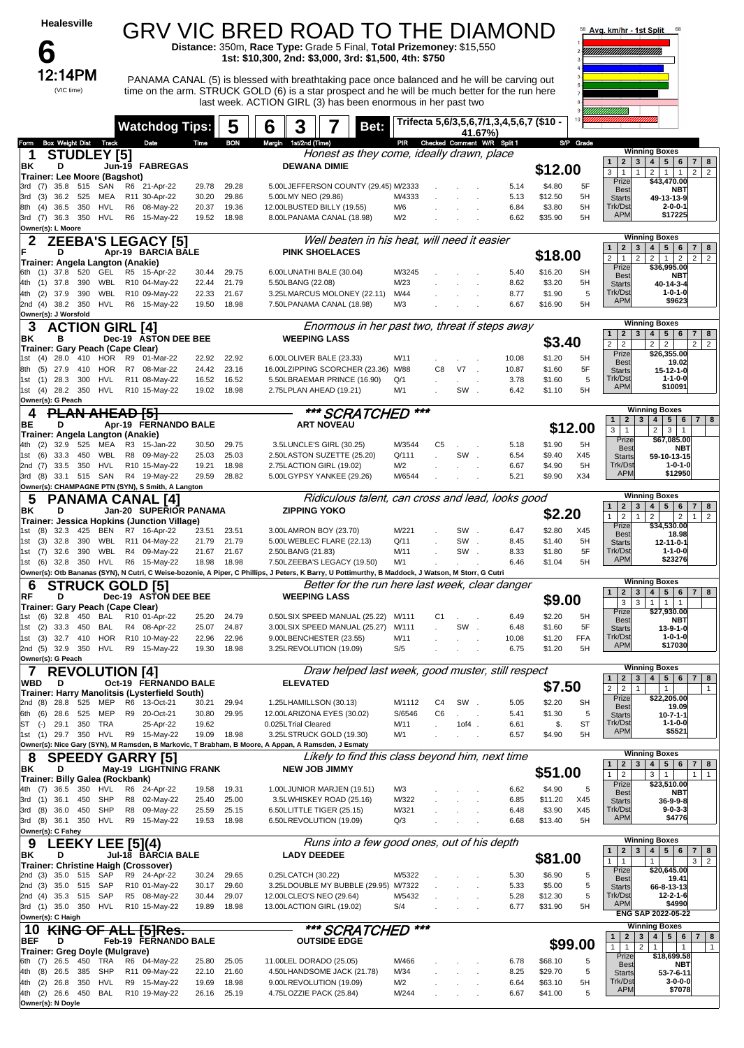Healesville

# 6

12:14PM (VIC time)

# GRV VIC BRED ROAD TO THE DIAMOND

**Distance:** 350m, **Race Type:** Grade 5 Final, **Total Prizemoney:** $15,550
**1st: $10,300, 2nd: $3,000, 3rd: $1,500, 4th: $750**

PANAMA CANAL (5) is blessed with breathtaking pace once balanced and he will be carving out time on the arm. STRUCK GOLD (6) is a star prospect and he will be much better for the run here last week. ACTION GIRL (3) has been enormous in her past two

**Watchdog Tips:** 5 6 3 7 **Bet:** Trifecta 5,6/3,5,6,7/1,3,4,5,6,7 ($10 - 41.67%)

Avg. km/hr - 1st Split

---

## 1 STUDLEY [5]

*Honest as they come, ideally drawn, place*

BK D Jun-19 FABREGAS — DEWANA DIMIE — **$12.00**

Trainer: Lee Moore (Bagshot)

| Form | Box | Weight | Dist | Track | Race | Date | Time | BON | Margin | 1st/2nd (Time) | PIR | Checked | Comment | W/R | Split 1 | S/P | Grade |
|---|---|---|---|---|---|---|---|---|---|---|---|---|---|---|---|---|---|
| 3rd | (7) | 35.8 | 515 | SAN | R6 | 21-Apr-22 | 29.78 | 29.28 | 5.00L | JEFFERSON COUNTY (29.45) | M/2333 | | | | 5.14 | $4.80 | 5F |
| 3rd | (3) | 36.2 | 525 | MEA | R11 | 30-Apr-22 | 30.20 | 29.86 | 5.00L | MY NEO (29.86) | M/4333 | | | | 5.13 | $12.50 | 5H |
| 8th | (4) | 36.5 | 350 | HVL | R6 | 08-May-22 | 20.37 | 19.36 | 12.00L | BUSTED BILLY (19.55) | M/6 | | | | 6.84 | $3.80 | 5H |
| 3rd | (7) | 36.3 | 350 | HVL | R6 | 15-May-22 | 19.52 | 18.98 | 8.00L | PANAMA CANAL (18.98) | M/2 | | | | 6.62 | $35.90 | 5H |

Owner(s): L Moore

Winning Boxes: 1: 3 | 2: 1 | 3: 1 | 4: 2 | 5: 1 | 6: 1 | 7: 2 | 8: 2

Prize $43,470.00 | Best NBT | Starts 49-13-13-9 | Trk/Dst 2-0-0-1 | APM $17225

---

## 2 ZEEBA'S LEGACY [5]

*Well beaten in his heat, will need it easier*

F D Apr-19 BARCIA BALE — PINK SHOELACES — **$18.00**

Trainer: Angela Langton (Anakie)

| Form | Box | Weight | Dist | Track | Race | Date | Time | BON | Margin | 1st/2nd (Time) | PIR | Checked | Comment | W/R | Split 1 | S/P | Grade |
|---|---|---|---|---|---|---|---|---|---|---|---|---|---|---|---|---|---|
| 6th | (1) | 37.8 | 520 | GEL | R5 | 15-Apr-22 | 30.44 | 29.75 | 6.00L | UNATHI BALE (30.04) | M/3245 | | | | 5.40 | $16.20 | SH |
| 4th | (1) | 37.8 | 390 | WBL | R10 | 04-May-22 | 22.44 | 21.79 | 5.50L | BANG (22.08) | M/23 | | | | 8.62 | $3.20 | 5H |
| 4th | (2) | 37.9 | 390 | WBL | R10 | 09-May-22 | 22.33 | 21.67 | 3.25L | MARCUS MOLONEY (22.11) | M/44 | | | | 8.77 | $1.90 | 5 |
| 2nd | (4) | 38.2 | 350 | HVL | R6 | 15-May-22 | 19.50 | 18.98 | 7.50L | PANAMA CANAL (18.98) | M/3 | | | | 6.67 | $16.90 | 5H |

Owner(s): J Worsfold

Winning Boxes: 1: 2 | 2: 1 | 3: 2 | 4: 2 | 5: 1 | 6: 2 | 7: 2 | 8: 2

Prize $36,995.00 | Best NBT | Starts 40-14-3-4 | Trk/Dst 1-0-1-0 | APM $9623

---

## 3 ACTION GIRL [4]

*Enormous in her past two, threat if steps away*

BK B Dec-19 ASTON DEE BEE — WEEPING LASS — **$3.40**

Trainer: Gary Peach (Cape Clear)

| Form | Box | Weight | Dist | Track | Race | Date | Time | BON | Margin | 1st/2nd (Time) | PIR | Checked | Comment | W/R | Split 1 | S/P | Grade |
|---|---|---|---|---|---|---|---|---|---|---|---|---|---|---|---|---|---|
| 1st | (4) | 28.0 | 410 | HOR | R9 | 01-Mar-22 | 22.92 | 22.92 | 6.00L | OLIVER BALE (23.33) | M/11 | | | | 10.08 | $1.20 | 5H |
| 8th | (5) | 27.9 | 410 | HOR | R7 | 08-Mar-22 | 24.42 | 23.16 | 16.00L | ZIPPING SCORCHER (23.36) | M/88 | C8 | V7 | | 10.87 | $1.60 | 5F |
| 1st | (1) | 28.3 | 300 | HVL | R11 | 08-May-22 | 16.52 | 16.52 | 5.50L | BRAEMAR PRINCE (16.90) | Q/1 | | | | 3.78 | $1.60 | 5 |
| 1st | (4) | 28.2 | 350 | HVL | R10 | 15-May-22 | 19.02 | 18.98 | 2.75L | PLAN AHEAD (19.21) | M/1 | | SW | | 6.42 | $1.10 | 5H |

Owner(s): G Peach

Winning Boxes: 1: 2 | 2: 2 | 3: | 4: 2 | 5: 2 | 6: | 7: 2 | 8: 2

Prize $26,355.00 | Best 19.02 | Starts 15-12-1-0 | Trk/Dst 1-1-0-0 | APM $10091

---

## 4 ~~PLAN AHEAD [5]~~ *** SCRATCHED ***

BE D Apr-19 FERNANDO BALE — ART NOUVEAU — **$12.00**

Trainer: Angela Langton (Anakie)

| Form | Box | Weight | Dist | Track | Race | Date | Time | BON | Margin | 1st/2nd (Time) | PIR | Checked | Comment | W/R | Split 1 | S/P | Grade |
|---|---|---|---|---|---|---|---|---|---|---|---|---|---|---|---|---|---|
| 4th | (2) | 32.9 | 525 | MEA | R3 | 15-Jan-22 | 30.50 | 29.75 | 3.5L | UNCLE'S GIRL (30.25) | M/3544 | C5 | | | 5.18 | $1.90 | 5H |
| 1st | (6) | 33.3 | 450 | WBL | R8 | 09-May-22 | 25.03 | 25.03 | 2.50L | ASTON SUZETTE (25.20) | Q/111 | | SW | | 6.54 | $9.40 | X45 |
| 2nd | (7) | 33.5 | 350 | HVL | R10 | 15-May-22 | 19.21 | 18.98 | 2.75L | ACTION GIRL (19.02) | M/2 | | | | 6.67 | $4.90 | 5H |
| 3rd | (8) | 33.1 | 515 | SAN | R4 | 19-May-22 | 29.59 | 28.82 | 5.00L | GYPSY YANKEE (29.26) | M/6544 | | | | 5.21 | $9.90 | X34 |

Owner(s): CHAMPAGNE PTN (SYN), S Smith, A Langton

Winning Boxes: 1: 3 | 2: 1 | 3: | 4: 2 | 5: 3 | 6: 1 | 7: | 8:

Prize $67,085.00 | Best NBT | Starts 59-10-13-15 | Trk/Dst 1-0-1-0 | APM $12950

---

## 5 PANAMA CANAL [4]

*Ridiculous talent, can cross and lead, looks good*

BK D Jan-20 SUPERIOR PANAMA — ZIPPING YOKO — **$2.20**

Trainer: Jessica Hopkins (Junction Village)

| Form | Box | Weight | Dist | Track | Race | Date | Time | BON | Margin | 1st/2nd (Time) | PIR | Checked | Comment | W/R | Split 1 | S/P | Grade |
|---|---|---|---|---|---|---|---|---|---|---|---|---|---|---|---|---|---|
| 1st | (8) | 32.3 | 425 | BEN | R7 | 16-Apr-22 | 23.51 | 23.51 | 3.00L | AMRON BOY (23.70) | M/221 | | SW | | 6.47 | $2.80 | X45 |
| 1st | (3) | 32.8 | 390 | WBL | R11 | 04-May-22 | 21.79 | 21.79 | 5.00L | WEBLEC FLARE (22.13) | Q/11 | | SW | | 8.45 | $1.40 | 5H |
| 1st | (7) | 32.6 | 390 | WBL | R4 | 09-May-22 | 21.67 | 21.67 | 2.50L | BANG (21.83) | M/11 | | SW | | 8.33 | $1.80 | 5F |
| 1st | (6) | 32.8 | 350 | HVL | R6 | 15-May-22 | 18.98 | 18.98 | 7.50L | ZEEBA'S LEGACY (19.50) | M/1 | | | | 6.46 | $1.04 | 5H |

Owner(s): Otb Bananas (SYN), N Cutri, C Weise-bozonie, A Piper, C Phillips, J Peters, K Barry, U Pottimurthy, B Maddock, J Watson, M Storr, G Cutri

Winning Boxes: 1: 1 | 2: 2 | 3: 1 | 4: 2 | 5: | 6: 2 | 7: 1 | 8: 2

Prize $34,530.00 | Best 18.98 | Starts 12-11-0-1 | Trk/Dst 1-1-0-0 | APM $23276

---

## 6 STRUCK GOLD [5]

*Better for the run here last week, clear danger*

RF D Dec-19 ASTON DEE BEE — WEEPING LASS — **$9.00**

Trainer: Gary Peach (Cape Clear)

| Form | Box | Weight | Dist | Track | Race | Date | Time | BON | Margin | 1st/2nd (Time) | PIR | Checked | Comment | W/R | Split 1 | S/P | Grade |
|---|---|---|---|---|---|---|---|---|---|---|---|---|---|---|---|---|---|
| 1st | (6) | 32.8 | 450 | BAL | R10 | 01-Apr-22 | 25.20 | 24.79 | 0.50L | SIX SPEED MANUAL (25.22) | M/111 | C1 | | | 6.49 | $2.20 | 5H |
| 1st | (2) | 33.3 | 450 | BAL | R4 | 08-Apr-22 | 25.07 | 24.87 | 3.00L | SIX SPEED MANUAL (25.27) | M/111 | | SW | | 6.48 | $1.60 | 5F |
| 1st | (3) | 32.7 | 410 | HOR | R10 | 10-May-22 | 22.96 | 22.96 | 9.00L | BENCHESTER (23.55) | M/11 | | | | 10.08 | $1.20 | FFA |
| 2nd | (5) | 32.9 | 350 | HVL | R9 | 15-May-22 | 19.30 | 18.98 | 3.25L | REVOLUTION (19.09) | S/5 | | | | 6.75 | $1.20 | 5H |

Owner(s): G Peach

Winning Boxes: 1: | 2: 3 | 3: 3 | 4: 1 | 5: 1 | 6: 1 | 7: | 8:

Prize $27,930.00 | Best NBT | Starts 13-9-1-0 | Trk/Dst 1-0-1-0 | APM $17030

---

## 7 REVOLUTION [4]

*Draw helped last week, good muster, still respect*

WBD D Oct-19 FERNANDO BALE — ELEVATED — **$7.50**

Trainer: Harry Manolitsis (Lysterfield South)

| Form | Box | Weight | Dist | Track | Race | Date | Time | BON | Margin | 1st/2nd (Time) | PIR | Checked | Comment | W/R | Split 1 | S/P | Grade |
|---|---|---|---|---|---|---|---|---|---|---|---|---|---|---|---|---|---|
| 2nd | (8) | 28.8 | 525 | MEP | R6 | 13-Oct-21 | 30.21 | 29.94 | 1.25L | HAMILLSON (30.13) | M/1112 | C4 | SW | | 5.05 | $2.20 | SH |
| 6th | (6) | 28.6 | 525 | MEP | R9 | 20-Oct-21 | 30.80 | 29.95 | 12.00L | ARIZONA EYES (30.02) | S/6546 | C6 | | | 5.41 | $1.30 | 5 |
| ST | (-) | 29.1 | 350 | TRA | | 25-Apr-22 | 19.62 | | 0.025L | Trial Cleared | M/11 | | 1of4 | | 6.61 | $. | ST |
| 1st | (1) | 29.7 | 350 | HVL | R9 | 15-May-22 | 19.09 | 18.98 | 3.25L | STRUCK GOLD (19.30) | M/1 | | | | 6.57 | $4.90 | 5H |

Owner(s): Nice Gary (SYN), M Ramsden, B Markovic, T Brabham, B Moore, A Appan, A Ramsden, J Esmaty

Winning Boxes: 1: 2 | 2: 2 | 3: 1 | 4: | 5: 1 | 6: | 7: | 8: 1

Prize $22,205.00 | Best 19.09 | Starts 10-7-1-1 | Trk/Dst 1-1-0-0 | APM $5521

---

## 8 SPEEDY GARRY [5]

*Likely to find this class beyond him, next time*

BK D May-19 LIGHTNING FRANK — NEW JOB JIMMY — **$51.00**

Trainer: Billy Galea (Rockbank)

| Form | Box | Weight | Dist | Track | Race | Date | Time | BON | Margin | 1st/2nd (Time) | PIR | Checked | Comment | W/R | Split 1 | S/P | Grade |
|---|---|---|---|---|---|---|---|---|---|---|---|---|---|---|---|---|---|
| 4th | (7) | 36.5 | 350 | HVL | R6 | 24-Apr-22 | 19.58 | 19.31 | 1.00L | JUNIOR MARJEN (19.51) | M/3 | | | | 6.62 | $4.90 | 5 |
| 3rd | (1) | 36.1 | 450 | SHP | R8 | 02-May-22 | 25.40 | 25.00 | 3.5L | WHISKEY ROAD (25.16) | M/322 | | | | 6.85 | $11.20 | X45 |
| 3rd | (8) | 36.0 | 450 | SHP | R8 | 09-May-22 | 25.59 | 25.15 | 6.50L | LITTLE TIGER (25.15) | M/321 | | | | 6.48 | $3.90 | X45 |
| 3rd | (8) | 36.1 | 350 | HVL | R9 | 15-May-22 | 19.53 | 18.98 | 6.50L | REVOLUTION (19.09) | Q/3 | | | | 6.68 | $13.40 | 5H |

Owner(s): C Fahey

Winning Boxes: 1: 1 | 2: 2 | 3: | 4: 3 | 5: 1 | 6: | 7: 1 | 8: 1

Prize $23,510.00 | Best NBT | Starts 36-9-9-8 | Trk/Dst 9-0-3-3 | APM $4776

---

## 9 LEEKY LEE [5](4)

*Runs into a few good ones, out of his depth*

BK D Jul-18 BARCIA BALE — LADY DEEDEE — **$81.00**

Trainer: Christine Haigh (Crossover)

| Form | Box | Weight | Dist | Track | Race | Date | Time | BON | Margin | 1st/2nd (Time) | PIR | Checked | Comment | W/R | Split 1 | S/P | Grade |
|---|---|---|---|---|---|---|---|---|---|---|---|---|---|---|---|---|---|
| 2nd | (3) | 35.0 | 515 | SAP | R9 | 24-Apr-22 | 30.24 | 29.65 | 0.25L | CATCH (30.22) | M/5322 | | | | 5.30 | $6.90 | 5 |
| 2nd | (3) | 35.0 | 515 | SAP | R10 | 01-May-22 | 30.17 | 29.60 | 3.25L | DOUBLE MY BUBBLE (29.95) | M/7322 | | | | 5.33 | $5.00 | 5 |
| 2nd | (4) | 35.3 | 515 | SAP | R5 | 08-May-22 | 30.44 | 29.07 | 12.00L | CLEO'S NEO (29.64) | M/5432 | | | | 5.28 | $12.30 | 5 |
| 3rd | (1) | 35.0 | 350 | HVL | R10 | 15-May-22 | 19.89 | 18.98 | 13.00L | ACTION GIRL (19.02) | S/4 | | | | 6.77 | $31.90 | 5H |

Owner(s): C Haigh

Winning Boxes: 1: 1 | 2: 1 | 3: | 4: 1 | 5: | 6: | 7: 3 | 8: 2

Prize $20,645.00 | Best 19.41 | Starts 66-8-13-13 | Trk/Dst 12-2-1-6 | APM $4990

ENG SAP 2022-05-22

---

## 10 ~~KING OF ALL [5]Res.~~ *** SCRATCHED ***

BEF D Feb-19 FERNANDO BALE — OUTSIDE EDGE — **$99.00**

Trainer: Greg Doyle (Mulgrave)

| Form | Box | Weight | Dist | Track | Race | Date | Time | BON | Margin | 1st/2nd (Time) | PIR | Checked | Comment | W/R | Split 1 | S/P | Grade |
|---|---|---|---|---|---|---|---|---|---|---|---|---|---|---|---|---|---|
| 6th | (7) | 26.5 | 450 | TRA | R6 | 04-May-22 | 25.80 | 25.05 | 11.00L | EL DORADO (25.05) | M/466 | | | | 6.78 | $68.10 | 5 |
| 4th | (8) | 26.5 | 385 | SHP | R11 | 09-May-22 | 22.10 | 21.60 | 4.50L | HANDSOME JACK (21.78) | M/34 | | | | 8.25 | $29.70 | 5 |
| 4th | (2) | 26.8 | 350 | HVL | R9 | 15-May-22 | 19.69 | 18.98 | 9.00L | REVOLUTION (19.09) | M/2 | | | | 6.64 | $63.10 | 5H |
| 4th | (2) | 26.6 | 450 | BAL | R10 | 19-May-22 | 26.16 | 25.19 | 4.75L | OZZIE PACK (25.84) | M/244 | | | | 6.67 | $41.00 | 5 |

Owner(s): N Doyle

Winning Boxes: 1: 1 | 2: 1 | 3: 2 | 4: 1 | 5: | 6: 1 | 7: | 8: 1

Prize $18,699.58 | Best NBT | Starts 53-7-6-11 | Trk/Dst 3-0-0-0 | APM $7078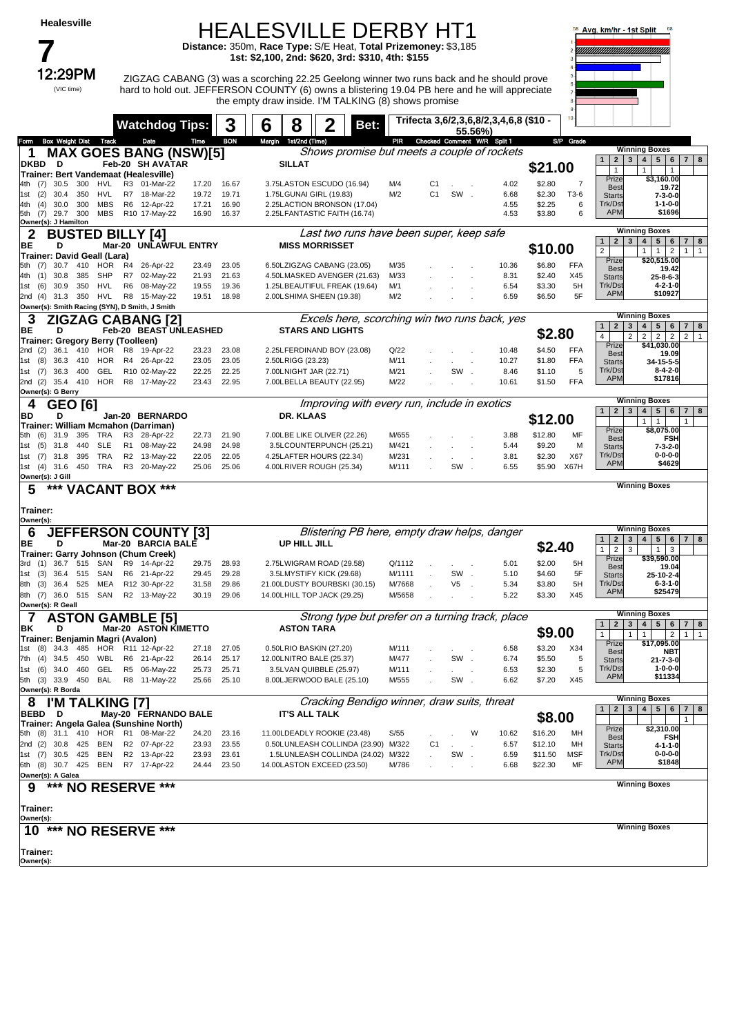# HEALESVILLE DERBY HT1

**Healesville**

**7**

**12:29PM** (VIC time)

**Distance:** 350m, **Race Type:** S/E Heat, **Total Prizemoney:** $3,185
**1st: $2,100, 2nd: $620, 3rd: $310, 4th: $155**

ZIGZAG CABANG (3) was a scorching 22.25 Geelong winner two runs back and he should prove hard to hold out. JEFFERSON COUNTY (6) owns a blistering 19.04 PB here and he will appreciate the empty draw inside. I'M TALKING (8) shows promise

**Watchdog Tips:** 3 6 8 2 **Bet:** Trifecta 3,6/2,3,6,8/2,3,4,6,8 ($10 - 55.56%)

Avg. km/hr - 1st Split

---

## 1 MAX GOES BANG (NSW)[5]

*Shows promise but meets a couple of rockets*

DKBD D Feb-20 SH AVATAR - SILLAT

Trainer: Bert Vandemaat (Healesville)

**$21.00**

| Form | Box | Weight | Dist | Track | Race | Date | Time | BON | Margin 1st/2nd (Time) | PIR | Checked | Comment | W/R | Split 1 | S/P | Grade |
|---|---|---|---|---|---|---|---|---|---|---|---|---|---|---|---|---|
| 4th | (7) | 30.5 | 300 | HVL | R3 | 01-Mar-22 | 17.20 | 16.67 | 3.75LASTON ESCUDO (16.94) | M/4 | C1 | | | 4.02 | $2.80 | 7 |
| 1st | (2) | 30.4 | 350 | HVL | R7 | 18-Mar-22 | 19.72 | 19.71 | 1.75LGUNAI GIRL (19.83) | M/2 | C1 | SW | | 6.68 | $2.30 | T3-6 |
| 4th | (4) | 30.0 | 300 | MBS | R6 | 12-Apr-22 | 17.21 | 16.90 | 2.25LACTION BRONSON (17.04) | | | | | 4.55 | $2.25 | 6 |
| 5th | (7) | 29.7 | 300 | MBS | R10 | 17-May-22 | 16.90 | 16.37 | 2.25LFANTASTIC FAITH (16.74) | | | | | 4.53 | $3.80 | 6 |

Owner(s): J Hamilton

Winning Boxes: 1: 1, 3: 1, 5: 1 | Prize $3,160.00 | Best 19.72 | Starts 7-3-0-0 | Trk/Dst 1-1-0-0 | APM $1696

---

## 2 BUSTED BILLY [4]

*Last two runs have been super, keep safe*

BE D Mar-20 UNLAWFUL ENTRY - MISS MORRISSET

Trainer: David Geall (Lara)

**$10.00**

| Form | Box | Weight | Dist | Track | Race | Date | Time | BON | Margin 1st/2nd (Time) | PIR | Checked | Comment | W/R | Split 1 | S/P | Grade |
|---|---|---|---|---|---|---|---|---|---|---|---|---|---|---|---|---|
| 5th | (7) | 30.7 | 410 | HOR | R4 | 26-Apr-22 | 23.49 | 23.05 | 6.50LZIGZAG CABANG (23.05) | M/35 | | | | 10.36 | $6.80 | FFA |
| 4th | (1) | 30.8 | 385 | SHP | R7 | 02-May-22 | 21.93 | 21.63 | 4.50LMASKED AVENGER (21.63) | M/33 | | | | 8.31 | $2.40 | X45 |
| 1st | (6) | 30.9 | 350 | HVL | R6 | 08-May-22 | 19.55 | 19.36 | 1.25LBEAUTIFUL FREAK (19.64) | M/1 | | | | 6.54 | $3.30 | 5H |
| 2nd | (4) | 31.3 | 350 | HVL | R8 | 15-May-22 | 19.51 | 18.98 | 2.00LSHIMA SHEEN (19.38) | M/2 | | | | 6.59 | $6.50 | 5F |

Owner(s): Smith Racing (SYN), D Smith, J Smith

Winning Boxes: 1: 2, 4: 1, 5: 1, 6: 2, 7: 1, 8: 1 | Prize $20,515.00 | Best 19.42 | Starts 25-8-6-3 | Trk/Dst 4-2-1-0 | APM $10927

---

## 3 ZIGZAG CABANG [2]

*Excels here, scorching win two runs back, yes*

BE D Feb-20 BEAST UNLEASHED - STARS AND LIGHTS

Trainer: Gregory Berry (Toolleen)

**$2.80**

| Form | Box | Weight | Dist | Track | Race | Date | Time | BON | Margin 1st/2nd (Time) | PIR | Checked | Comment | W/R | Split 1 | S/P | Grade |
|---|---|---|---|---|---|---|---|---|---|---|---|---|---|---|---|---|
| 2nd | (2) | 36.1 | 410 | HOR | R8 | 19-Apr-22 | 23.23 | 23.08 | 2.25LFERDINAND BOY (23.08) | Q/22 | | | | 10.48 | $4.50 | FFA |
| 1st | (8) | 36.3 | 410 | HOR | R4 | 26-Apr-22 | 23.05 | 23.05 | 2.50LRIGG (23.23) | M/11 | | | | 10.27 | $1.80 | FFA |
| 1st | (7) | 36.3 | 400 | GEL | R10 | 02-May-22 | 22.25 | 22.25 | 7.00LNIGHT JAR (22.71) | M/21 | | SW | | 8.46 | $1.10 | 5 |
| 2nd | (2) | 35.4 | 410 | HOR | R8 | 17-May-22 | 23.43 | 22.95 | 7.00LBELLA BEAUTY (22.95) | M/22 | | | | 10.61 | $1.50 | FFA |

Owner(s): G Berry

Winning Boxes: 1: 4, 3: 2, 4: 2, 5: 2, 6: 2, 7: 2, 8: 1 | Prize $41,030.00 | Best 19.09 | Starts 34-15-5-5 | Trk/Dst 8-4-2-0 | APM $17816

---

## 4 GEO [6]

*Improving with every run, include in exotics*

BD D Jan-20 BERNARDO - DR. KLAAS

Trainer: William Mcmahon (Darriman)

**$12.00**

| Form | Box | Weight | Dist | Track | Race | Date | Time | BON | Margin 1st/2nd (Time) | PIR | Checked | Comment | W/R | Split 1 | S/P | Grade |
|---|---|---|---|---|---|---|---|---|---|---|---|---|---|---|---|---|
| 5th | (6) | 31.9 | 395 | TRA | R3 | 28-Apr-22 | 22.73 | 21.90 | 7.00LBE LIKE OLIVER (22.26) | M/655 | | | | 3.88 | $12.80 | MF |
| 1st | (5) | 31.8 | 440 | SLE | R1 | 08-May-22 | 24.98 | 24.98 | 3.5LCOUNTERPUNCH (25.21) | M/421 | | | | 5.44 | $9.20 | M |
| 1st | (7) | 31.8 | 395 | TRA | R2 | 13-May-22 | 22.05 | 22.05 | 4.25LAFTER HOURS (22.34) | M/231 | | | | 3.81 | $2.30 | X67 |
| 1st | (4) | 31.6 | 450 | TRA | R3 | 20-May-22 | 25.06 | 25.06 | 4.00LRIVER ROUGH (25.34) | M/111 | | SW | | 6.55 | $5.90 | X67H |

Owner(s): J Gill

Winning Boxes: 4: 1, 5: 1, 7: 1 | Prize $8,075.00 | Best FSH | Starts 7-3-2-0 | Trk/Dst 0-0-0-0 | APM $4629

---

## 5 *** VACANT BOX ***

Trainer:

Owner(s):

Winning Boxes

---

## 6 JEFFERSON COUNTY [3]

*Blistering PB here, empty draw helps, danger*

BE D Mar-20 BARCIA BALE - UP HILL JILL

Trainer: Garry Johnson (Chum Creek)

**$2.40**

| Form | Box | Weight | Dist | Track | Race | Date | Time | BON | Margin 1st/2nd (Time) | PIR | Checked | Comment | W/R | Split 1 | S/P | Grade |
|---|---|---|---|---|---|---|---|---|---|---|---|---|---|---|---|---|
| 3rd | (1) | 36.7 | 515 | SAN | R9 | 14-Apr-22 | 29.75 | 28.93 | 2.75LWIGRAM ROAD (29.58) | Q/1112 | | | | 5.01 | $2.00 | 5H |
| 1st | (3) | 36.4 | 515 | SAN | R6 | 21-Apr-22 | 29.45 | 29.28 | 3.5LMYSTIFY KICK (29.68) | M/1111 | | SW | | 5.10 | $4.60 | 5F |
| 8th | (3) | 36.4 | 525 | MEA | R12 | 30-Apr-22 | 31.58 | 29.86 | 21.00LDUSTY BOURBSKI (30.15) | M/7668 | | V5 | | 5.34 | $3.80 | 5H |
| 8th | (7) | 36.0 | 515 | SAN | R2 | 13-May-22 | 30.19 | 29.06 | 14.00LHILL TOP JACK (29.25) | M/5658 | | | | 5.22 | $3.30 | X45 |

Owner(s): R Geall

Winning Boxes: 1: 2, 2: 3, 5: 1, 6: 3 | Prize $39,590.00 | Best 19.04 | Starts 25-10-2-4 | Trk/Dst 6-3-1-0 | APM $25479

---

## 7 ASTON GAMBLE [5]

*Strong type but prefer on a turning track, place*

BK D Mar-20 ASTON KIMETTO - ASTON TARA

Trainer: Benjamin Magri (Avalon)

**$9.00**

| Form | Box | Weight | Dist | Track | Race | Date | Time | BON | Margin 1st/2nd (Time) | PIR | Checked | Comment | W/R | Split 1 | S/P | Grade |
|---|---|---|---|---|---|---|---|---|---|---|---|---|---|---|---|---|
| 1st | (8) | 34.3 | 485 | HOR | R11 | 12-Apr-22 | 27.18 | 27.05 | 0.50LRIO BASKIN (27.20) | M/111 | | | | 6.58 | $3.20 | X34 |
| 7th | (4) | 34.5 | 450 | WBL | R6 | 21-Apr-22 | 26.14 | 25.17 | 12.00LNITRO BALE (25.37) | M/477 | | SW | | 6.74 | $5.50 | 5 |
| 1st | (6) | 34.0 | 460 | GEL | R5 | 06-May-22 | 25.73 | 25.71 | 3.5LVAN QUIBBLE (25.97) | M/111 | | | | 6.53 | $2.30 | 5 |
| 5th | (3) | 33.9 | 450 | BAL | R8 | 11-May-22 | 25.66 | 25.10 | 8.00LJERWOOD BALE (25.10) | M/555 | | SW | | 6.62 | $7.20 | X45 |

Owner(s): R Borda

Winning Boxes: 1: 1, 3: 1, 4: 1, 6: 2, 7: 1, 8: 1 | Prize $17,095.00 | Best NBT | Starts 21-7-3-0 | Trk/Dst 1-0-0-0 | APM $11334

---

## 8 I'M TALKING [7]

*Cracking Bendigo winner, draw suits, threat*

BEBD D May-20 FERNANDO BALE - IT'S ALL TALK

Trainer: Angela Galea (Sunshine North)

**$8.00**

| Form | Box | Weight | Dist | Track | Race | Date | Time | BON | Margin 1st/2nd (Time) | PIR | Checked | Comment | W/R | Split 1 | S/P | Grade |
|---|---|---|---|---|---|---|---|---|---|---|---|---|---|---|---|---|
| 5th | (8) | 31.1 | 410 | HOR | R1 | 08-Mar-22 | 24.20 | 23.16 | 11.00LDEADLY ROOKIE (23.48) | S/55 | | | W | 10.62 | $16.20 | MH |
| 2nd | (2) | 30.8 | 425 | BEN | R2 | 07-Apr-22 | 23.93 | 23.55 | 0.50LUNLEASH COLLINDA (23.90) | M/322 | C1 | | | 6.57 | $12.10 | MH |
| 1st | (7) | 30.5 | 425 | BEN | R2 | 13-Apr-22 | 23.93 | 23.61 | 1.5LUNLEASH COLLINDA (24.02) | M/322 | | SW | | 6.59 | $11.50 | MSF |
| 6th | (8) | 30.7 | 425 | BEN | R7 | 17-Apr-22 | 24.44 | 23.50 | 14.00LASTON EXCEED (23.50) | M/786 | | | | 6.68 | $22.30 | MF |

Owner(s): A Galea

Winning Boxes: 7: 1 | Prize $2,310.00 | Best FSH | Starts 4-1-1-0 | Trk/Dst 0-0-0-0 | APM $1848

---

## 9 *** NO RESERVE ***

Trainer:

Owner(s):

Winning Boxes

---

## 10 *** NO RESERVE ***

Trainer:

Owner(s):

Winning Boxes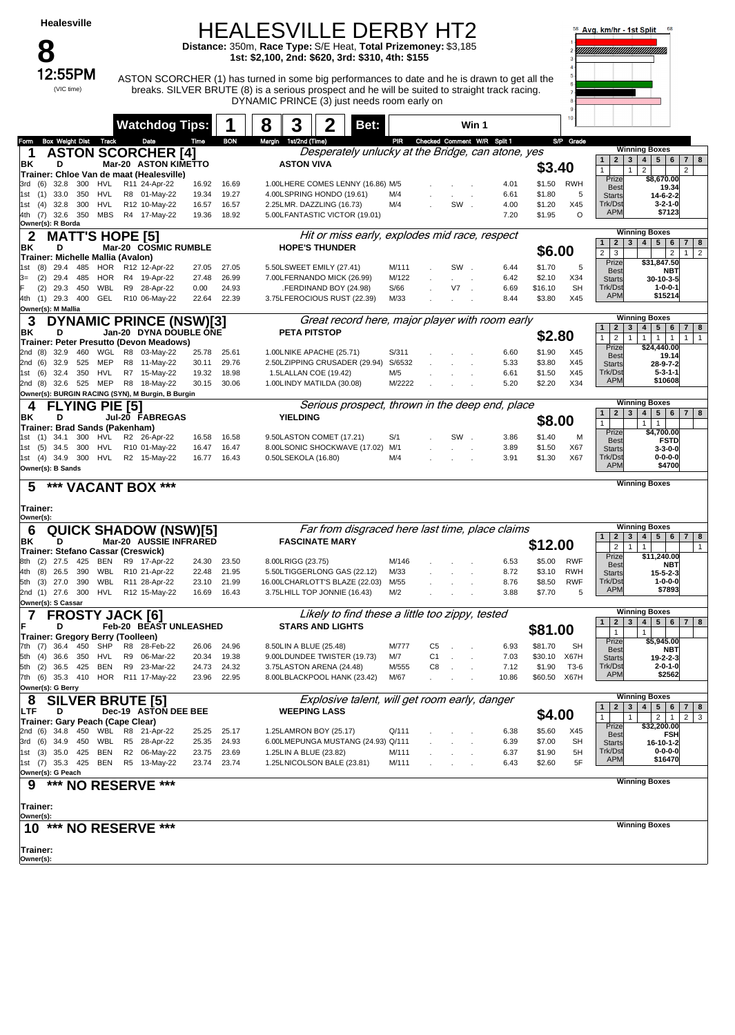Healesville

# 8

**12:55PM**

(VIC time)

# HEALESVILLE DERBY HT2

**Distance:** 350m, **Race Type:** S/E Heat, **Total Prizemoney:** $3,185
**1st: $2,100, 2nd: $620, 3rd: $310, 4th: $155**

ASTON SCORCHER (1) has turned in some big performances to date and he is drawn to get all the breaks. SILVER BRUTE (8) is a serious prospect and he will be suited to straight track racing. DYNAMIC PRINCE (3) just needs room early on

Avg. km/hr - 1st Split 58 68

**Watchdog Tips:** 1 8 3 2 **Bet:** Win 1

---

## 1 ASTON SCORCHER [4]

*Desperately unlucky at the Bridge, can atone, yes*

BK D Mar-20 ASTON KIMETTO — ASTON VIVA — **$3.40**

Trainer: Chloe Van de maat (Healesville)

| Form | Box | Weight | Dist | Track | Race | Date | Time | BON | Margin | 1st/2nd (Time) | PIR | Checked | Comment | W/R | Split 1 | S/P | Grade |
|---|---|---|---|---|---|---|---|---|---|---|---|---|---|---|---|---|---|
| 3rd | (6) | 32.8 | 300 | HVL | R11 | 24-Apr-22 | 16.92 | 16.69 | 1.00 | LHERE COMES LENNY (16.86) | M/5 | | | | 4.01 | $1.50 | RWH |
| 1st | (1) | 33.0 | 350 | HVL | R8 | 01-May-22 | 19.34 | 19.27 | 4.00 | LSPRING HONDO (19.61) | M/4 | | | | 6.61 | $1.80 | 5 |
| 1st | (4) | 32.8 | 300 | HVL | R12 | 10-May-22 | 16.57 | 16.57 | 2.25 | LMR. DAZZLING (16.73) | M/4 | | SW | | 4.00 | $1.20 | X45 |
| 4th | (7) | 32.6 | 350 | MBS | R4 | 17-May-22 | 19.36 | 18.92 | 5.00 | LFANTASTIC VICTOR (19.01) | | | | | 7.20 | $1.95 | O |

Owner(s): R Borda

Winning Boxes: 1: 1, 3: 1, 4: 2, 8: 2
Prize $8,670.00 | Best 19.34 | Starts 14-6-2-2 | Trk/Dst 3-2-1-0 | APM $7123

## 2 MATT'S HOPE [5]

*Hit or miss early, explodes mid race, respect*

BK D Mar-20 COSMIC RUMBLE — HOPE'S THUNDER — **$6.00**

Trainer: Michelle Mallia (Avalon)

| Form | Box | Weight | Dist | Track | Race | Date | Time | BON | Margin | 1st/2nd (Time) | PIR | Checked | Comment | W/R | Split 1 | S/P | Grade |
|---|---|---|---|---|---|---|---|---|---|---|---|---|---|---|---|---|---|
| 1st | (8) | 29.4 | 485 | HOR | R12 | 12-Apr-22 | 27.05 | 27.05 | 5.50 | SWEET EMILY (27.41) | M/111 | | SW | | 6.44 | $1.70 | 5 |
| 3= | (2) | 29.4 | 485 | HOR | R4 | 19-Apr-22 | 27.48 | 26.99 | 7.00 | FERNANDO MICK (26.99) | M/122 | | | | 6.42 | $2.10 | X34 |
| F | (2) | 29.3 | 450 | WBL | R9 | 28-Apr-22 | 0.00 | 24.93 | | .FERDINAND BOY (24.98) | S/66 | | V7 | | 6.69 | $16.10 | SH |
| 4th | (1) | 29.3 | 400 | GEL | R10 | 06-May-22 | 22.64 | 22.39 | 3.75 | LFEROCIOUS RUST (22.39) | M/33 | | | | 8.44 | $3.80 | X45 |

Owner(s): M Mallia

Winning Boxes: 1: 2, 2: 3, 6: 2, 7: 1, 8: 2
Prize $31,847.50 | Best NBT | Starts 30-10-3-5 | Trk/Dst 1-0-0-1 | APM $15214

## 3 DYNAMIC PRINCE (NSW)[3]

*Great record here, major player with room early*

BK D Jan-20 DYNA DOUBLE ONE — PETA PITSTOP — **$2.80**

Trainer: Peter Presutto (Devon Meadows)

| Form | Box | Weight | Dist | Track | Race | Date | Time | BON | Margin | 1st/2nd (Time) | PIR | Checked | Comment | W/R | Split 1 | S/P | Grade |
|---|---|---|---|---|---|---|---|---|---|---|---|---|---|---|---|---|---|
| 2nd | (8) | 32.9 | 460 | WGL | R8 | 03-May-22 | 25.78 | 25.61 | 1.00 | NIKE APACHE (25.71) | S/311 | | | | 6.60 | $1.90 | X45 |
| 2nd | (6) | 32.9 | 525 | MEP | R8 | 11-May-22 | 30.11 | 29.76 | 2.50 | ZIPPING CRUSADER (29.94) | S/6532 | | | | 5.33 | $3.80 | X45 |
| 1st | (6) | 32.4 | 350 | HVL | R7 | 15-May-22 | 19.32 | 18.98 | 1.5 | LALLAN COE (19.42) | M/5 | | | | 6.61 | $1.50 | X45 |
| 2nd | (8) | 32.6 | 525 | MEP | R8 | 18-May-22 | 30.15 | 30.06 | 1.00 | LINDY MATILDA (30.08) | M/2222 | | | | 5.20 | $2.20 | X34 |

Owner(s): BURGIN RACING (SYN), M Burgin, B Burgin

Winning Boxes: 1: 1, 2: 2, 3: 1, 4: 1, 5: 1, 6: 1, 7: 1, 8: 1
Prize $24,440.00 | Best 19.14 | Starts 28-9-7-2 | Trk/Dst 5-3-1-1 | APM $10608

## 4 FLYING PIE [5]

*Serious prospect, thrown in the deep end, place*

BK D Jul-20 FABREGAS — YIELDING — **$8.00**

Trainer: Brad Sands (Pakenham)

| Form | Box | Weight | Dist | Track | Race | Date | Time | BON | Margin | 1st/2nd (Time) | PIR | Checked | Comment | W/R | Split 1 | S/P | Grade |
|---|---|---|---|---|---|---|---|---|---|---|---|---|---|---|---|---|---|
| 1st | (1) | 34.1 | 300 | HVL | R2 | 26-Apr-22 | 16.58 | 16.58 | 9.50 | LASTON COMET (17.21) | S/1 | | SW | | 3.86 | $1.40 | M |
| 1st | (5) | 34.5 | 300 | HVL | R10 | 01-May-22 | 16.47 | 16.47 | 8.00 | LSONIC SHOCKWAVE (17.02) | M/1 | | | | 3.89 | $1.50 | X67 |
| 1st | (4) | 34.9 | 300 | HVL | R2 | 15-May-22 | 16.77 | 16.43 | 0.50 | LSEKOLA (16.80) | M/4 | | | | 3.91 | $1.30 | X67 |

Owner(s): B Sands

Winning Boxes: 1: 1, 4: 1, 5: 1
Prize $4,700.00 | Best FSTD | Starts 3-3-0-0 | Trk/Dst 0-0-0-0 | APM $4700

## 5 *** VACANT BOX ***

Trainer:
Owner(s):

Winning Boxes

## 6 QUICK SHADOW (NSW)[5]

*Far from disgraced here last time, place claims*

BK D Mar-20 AUSSIE INFRARED — FASCINATE MARY — **$12.00**

Trainer: Stefano Cassar (Creswick)

| Form | Box | Weight | Dist | Track | Race | Date | Time | BON | Margin | 1st/2nd (Time) | PIR | Checked | Comment | W/R | Split 1 | S/P | Grade |
|---|---|---|---|---|---|---|---|---|---|---|---|---|---|---|---|---|---|
| 8th | (2) | 27.5 | 425 | BEN | R9 | 17-Apr-22 | 24.30 | 23.50 | 8.00 | LRIGG (23.75) | M/146 | | | | 6.53 | $5.00 | RWF |
| 4th | (8) | 26.5 | 390 | WBL | R10 | 21-Apr-22 | 22.48 | 21.95 | 5.50 | LTIGGERLONG GAS (22.12) | M/33 | | | | 8.72 | $3.10 | RWH |
| 5th | (3) | 27.0 | 390 | WBL | R11 | 28-Apr-22 | 23.10 | 21.99 | 16.00 | LCHARLOTT'S BLAZE (22.03) | M/55 | | | | 8.76 | $8.50 | RWF |
| 2nd | (1) | 27.6 | 300 | HVL | R12 | 15-May-22 | 16.69 | 16.43 | 3.75 | LHILL TOP JONNIE (16.43) | M/2 | | | | 3.88 | $7.70 | 5 |

Owner(s): S Cassar

Winning Boxes: 2: 2, 3: 1, 4: 1, 8: 1
Prize $11,240.00 | Best NBT | Starts 15-5-2-3 | Trk/Dst 1-0-0-0 | APM $7893

## 7 FROSTY JACK [6]

*Likely to find these a little too zippy, tested*

F D Feb-20 BEAST UNLEASHED — STARS AND LIGHTS — **$81.00**

Trainer: Gregory Berry (Toolleen)

| Form | Box | Weight | Dist | Track | Race | Date | Time | BON | Margin | 1st/2nd (Time) | PIR | Checked | Comment | W/R | Split 1 | S/P | Grade |
|---|---|---|---|---|---|---|---|---|---|---|---|---|---|---|---|---|---|
| 7th | (7) | 36.4 | 450 | SHP | R8 | 28-Feb-22 | 26.06 | 24.96 | 8.50 | LIN A BLUE (25.48) | M/777 | C5 | | | 6.93 | $81.70 | SH |
| 5th | (4) | 36.6 | 350 | HVL | R9 | 06-Mar-22 | 20.34 | 19.38 | 9.00 | LDUNDEE TWISTER (19.73) | M/7 | C1 | | | 7.03 | $30.10 | X67H |
| 5th | (2) | 36.5 | 425 | BEN | R9 | 23-Mar-22 | 24.73 | 24.32 | 3.75 | LASTON ARENA (24.48) | M/555 | C8 | | | 7.12 | $1.90 | T3-6 |
| 7th | (6) | 35.3 | 410 | HOR | R11 | 17-Apr-22 | 23.96 | 22.95 | 8.00 | LBLACKPOOL HANK (23.42) | M/67 | | | | 10.86 | $60.50 | X67H |

Owner(s): G Berry

Winning Boxes: 2: 1, 4: 1
Prize $5,945.00 | Best NBT | Starts 19-2-2-3 | Trk/Dst 2-0-1-0 | APM $2562

## 8 SILVER BRUTE [5]

*Explosive talent, will get room early, danger*

LTF D Dec-19 ASTON DEE BEE — WEEPING LASS — **$4.00**

Trainer: Gary Peach (Cape Clear)

| Form | Box | Weight | Dist | Track | Race | Date | Time | BON | Margin | 1st/2nd (Time) | PIR | Checked | Comment | W/R | Split 1 | S/P | Grade |
|---|---|---|---|---|---|---|---|---|---|---|---|---|---|---|---|---|---|
| 2nd | (6) | 34.8 | 450 | WBL | R8 | 21-Apr-22 | 25.25 | 25.17 | 1.25 | LAMRON BOY (25.17) | Q/111 | | | | 6.38 | $5.60 | X45 |
| 3rd | (6) | 34.9 | 450 | WBL | R5 | 28-Apr-22 | 25.35 | 24.93 | 6.00 | LMEPUNGA MUSTANG (24.93) | Q/111 | | | | 6.39 | $7.00 | SH |
| 1st | (3) | 35.0 | 425 | BEN | R2 | 06-May-22 | 23.75 | 23.69 | 1.25 | LIN A BLUE (23.82) | M/111 | | | | 6.37 | $1.90 | 5H |
| 1st | (7) | 35.3 | 425 | BEN | R5 | 13-May-22 | 23.74 | 23.74 | 1.25 | LNICOLSON BALE (23.81) | M/111 | | | | 6.43 | $2.60 | 5F |

Owner(s): G Peach

Winning Boxes: 1: 1, 3: 1, 5: 2, 6: 1, 7: 2, 8: 3
Prize $32,200.00 | Best FSH | Starts 16-10-1-2 | Trk/Dst 0-0-0-0 | APM $16470

## 9 *** NO RESERVE ***

Trainer:
Owner(s):

Winning Boxes

## 10 *** NO RESERVE ***

Trainer:
Owner(s):

Winning Boxes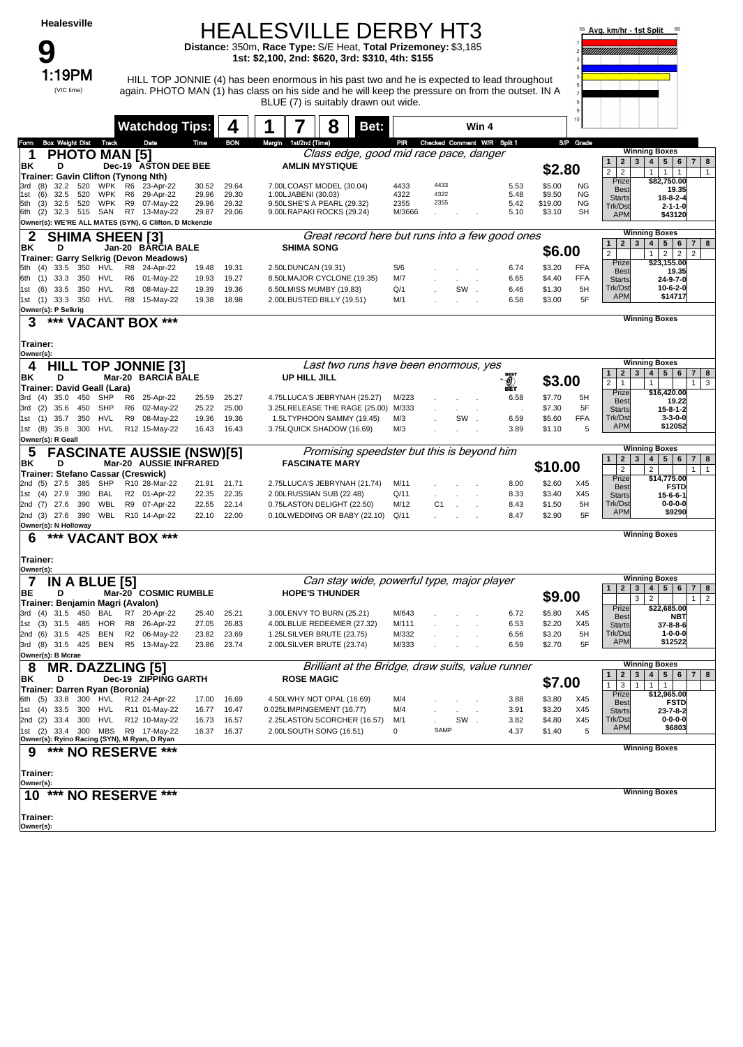# Healesville

## 9

**1:19PM** (VIC time)

# HEALESVILLE DERBY HT3

**Distance:** 350m, **Race Type:** S/E Heat, **Total Prizemoney:** $3,185
**1st: $2,100, 2nd: $620, 3rd: $310, 4th: $155**

HILL TOP JONNIE (4) has been enormous in his past two and he is expected to lead throughout again. PHOTO MAN (1) has class on his side and he will keep the pressure on from the outset. IN A BLUE (7) is suitably drawn out wide.

**Watchdog Tips:** 4 | 1 | 7 | 8 | **Bet:** Win 4

Avg. km/hr - 1st Split

---

### 1 PHOTO MAN [5]
*Class edge, good mid race pace, danger*

BK D Dec-19 ASTON DEE BEE — AMLIN MYSTIQUE — **$2.80**
Trainer: Gavin Clifton (Tynong Nth)

| Form | Box | Weight | Dist | Track | Race | Date | Time | BON | Margin | 1st/2nd (Time) | PIR | Checked | Comment | W/R | Split 1 | S/P | Grade |
|---|---|---|---|---|---|---|---|---|---|---|---|---|---|---|---|---|---|
| 3rd | (8) | 32.2 | 520 | WPK | R6 | 23-Apr-22 | 30.52 | 29.64 | 7.00 | LCOAST MODEL (30.04) | 4433 | 4433 | | | 5.53 | $5.00 | NG |
| 1st | (6) | 32.5 | 520 | WPK | R6 | 29-Apr-22 | 29.96 | 29.30 | 1.00 | LJABENI (30.03) | 4322 | 4322 | | | 5.48 | $9.50 | NG |
| 5th | (3) | 32.5 | 520 | WPK | R9 | 07-May-22 | 29.96 | 29.32 | 9.50 | LSHE'S A PEARL (29.32) | 2355 | 2355 | | | 5.42 | $19.00 | NG |
| 6th | (2) | 32.3 | 515 | SAN | R7 | 13-May-22 | 29.87 | 29.06 | 9.00 | LRAPAKI ROCKS (29.24) | M/3666 | | | | 5.10 | $3.10 | SH |

Owner(s): WE'RE ALL MATES (SYN), G Clifton, D Mckenzie

Winning Boxes: 1: 2 | 2: 2 | 3: | 4: 1 | 5: 1 | 6: 1 | 7: | 8: 1
Prize $82,750.00 | Best 19.35 | Starts 18-8-2-4 | Trk/Dst 2-1-1-0 | APM $43120

---

### 2 SHIMA SHEEN [3]
*Great record here but runs into a few good ones*

BK D Jan-20 BARCIA BALE — SHIMA SONG — **$6.00**
Trainer: Garry Selkrig (Devon Meadows)

| Form | Box | Weight | Dist | Track | Race | Date | Time | BON | Margin | 1st/2nd (Time) | PIR | Checked | Comment | W/R | Split 1 | S/P | Grade |
|---|---|---|---|---|---|---|---|---|---|---|---|---|---|---|---|---|---|
| 5th | (4) | 33.5 | 350 | HVL | R8 | 24-Apr-22 | 19.48 | 19.31 | 2.50 | LDUNCAN (19.31) | S/6 | | | | 6.74 | $3.20 | FFA |
| 6th | (1) | 33.3 | 350 | HVL | R6 | 01-May-22 | 19.93 | 19.27 | 8.50 | LMAJOR CYCLONE (19.35) | M/7 | | | | 6.65 | $4.40 | FFA |
| 1st | (6) | 33.5 | 350 | HVL | R8 | 08-May-22 | 19.39 | 19.36 | 6.50 | LMISS MUMBY (19.83) | Q/1 | | SW | | 6.46 | $1.30 | 5H |
| 1st | (1) | 33.3 | 350 | HVL | R8 | 15-May-22 | 19.38 | 18.98 | 2.00 | LBUSTED BILLY (19.51) | M/1 | | | | 6.58 | $3.00 | 5F |

Owner(s): P Selkrig

Winning Boxes: 1: 2 | 2: | 3: | 4: 1 | 5: 2 | 6: 2 | 7: 2 | 8:
Prize $23,155.00 | Best 19.35 | Starts 24-9-7-0 | Trk/Dst 10-6-2-0 | APM $14717

---

### 3 *** VACANT BOX ***

Trainer:
Owner(s):

---

### 4 HILL TOP JONNIE [3]
*Last two runs have been enormous, yes*

BK D Mar-20 BARCIA BALE — UP HILL JILL — BEST BET — **$3.00**
Trainer: David Geall (Lara)

| Form | Box | Weight | Dist | Track | Race | Date | Time | BON | Margin | 1st/2nd (Time) | PIR | Checked | Comment | W/R | Split 1 | S/P | Grade |
|---|---|---|---|---|---|---|---|---|---|---|---|---|---|---|---|---|---|
| 3rd | (4) | 35.0 | 450 | SHP | R6 | 25-Apr-22 | 25.59 | 25.27 | 4.75 | LLUCA'S JEBRYNAH (25.27) | M/223 | | | | 6.58 | $7.70 | 5H |
| 3rd | (2) | 35.6 | 450 | SHP | R6 | 02-May-22 | 25.22 | 25.00 | 3.25 | LRELEASE THE RAGE (25.00) | M/333 | | | | . | $7.30 | 5F |
| 1st | (1) | 35.7 | 350 | HVL | R9 | 08-May-22 | 19.36 | 19.36 | 1.5 | LTYPHOON SAMMY (19.45) | M/3 | | SW | | 6.59 | $5.60 | FFA |
| 1st | (8) | 35.8 | 300 | HVL | R12 | 15-May-22 | 16.43 | 16.43 | 3.75 | LQUICK SHADOW (16.69) | M/3 | | | | 3.89 | $1.10 | 5 |

Owner(s): R Geall

Winning Boxes: 1: 2 | 2: 1 | 3: | 4: 1 | 5: | 6: | 7: 1 | 8: 3
Prize $16,420.00 | Best 19.22 | Starts 15-8-1-2 | Trk/Dst 3-3-0-0 | APM $12052

---

### 5 FASCINATE AUSSIE (NSW)[5]
*Promising speedster but this is beyond him*

BK D Mar-20 AUSSIE INFRARED — FASCINATE MARY — **$10.00**
Trainer: Stefano Cassar (Creswick)

| Form | Box | Weight | Dist | Track | Race | Date | Time | BON | Margin | 1st/2nd (Time) | PIR | Checked | Comment | W/R | Split 1 | S/P | Grade |
|---|---|---|---|---|---|---|---|---|---|---|---|---|---|---|---|---|---|
| 2nd | (5) | 27.5 | 385 | SHP | R10 | 28-Mar-22 | 21.91 | 21.71 | 2.75 | LLUCA'S JEBRYNAH (21.74) | M/11 | | | | 8.00 | $2.60 | X45 |
| 1st | (4) | 27.9 | 390 | BAL | R2 | 01-Apr-22 | 22.35 | 22.35 | 2.00 | LRUSSIAN SUB (22.48) | Q/11 | | | | 8.33 | $3.40 | X45 |
| 2nd | (7) | 27.6 | 390 | WBL | R9 | 07-Apr-22 | 22.55 | 22.14 | 0.75 | LASTON DELIGHT (22.50) | M/12 | C1 | | | 8.43 | $1.50 | 5H |
| 2nd | (3) | 27.6 | 390 | WBL | R10 | 14-Apr-22 | 22.10 | 22.00 | 0.10 | LWEDDING OR BABY (22.10) | Q/11 | | | | 8.47 | $2.90 | 5F |

Owner(s): N Holloway

Winning Boxes: 1: | 2: 2 | 3: | 4: 2 | 5: | 6: | 7: 1 | 8: 1
Prize $14,775.00 | Best FSTD | Starts 15-6-6-1 | Trk/Dst 0-0-0-0 | APM $9290

---

### 6 *** VACANT BOX ***

Trainer:
Owner(s):

---

### 7 IN A BLUE [5]
*Can stay wide, powerful type, major player*

BE D Mar-20 COSMIC RUMBLE — HOPE'S THUNDER — **$9.00**
Trainer: Benjamin Magri (Avalon)

| Form | Box | Weight | Dist | Track | Race | Date | Time | BON | Margin | 1st/2nd (Time) | PIR | Checked | Comment | W/R | Split 1 | S/P | Grade |
|---|---|---|---|---|---|---|---|---|---|---|---|---|---|---|---|---|---|
| 3rd | (4) | 31.5 | 450 | BAL | R7 | 20-Apr-22 | 25.40 | 25.21 | 3.00 | LENVY TO BURN (25.21) | M/643 | | | | 6.72 | $5.80 | X45 |
| 1st | (3) | 31.5 | 485 | HOR | R8 | 26-Apr-22 | 27.05 | 26.83 | 4.00 | LBLUE REDEEMER (27.32) | M/111 | | | | 6.53 | $2.20 | X45 |
| 2nd | (6) | 31.5 | 425 | BEN | R2 | 06-May-22 | 23.82 | 23.69 | 1.25 | LSILVER BRUTE (23.75) | M/332 | | | | 6.56 | $3.20 | 5H |
| 3rd | (8) | 31.5 | 425 | BEN | R5 | 13-May-22 | 23.86 | 23.74 | 2.00 | LSILVER BRUTE (23.74) | M/333 | | | | 6.59 | $2.70 | 5F |

Owner(s): B Mcrae

Winning Boxes: 1: | 2: | 3: 3 | 4: 2 | 5: | 6: | 7: 1 | 8: 2
Prize $22,685.00 | Best NBT | Starts 37-8-8-6 | Trk/Dst 1-0-0-0 | APM $12522

---

### 8 MR. DAZZLING [5]
*Brilliant at the Bridge, draw suits, value runner*

BK D Dec-19 ZIPPING GARTH — ROSE MAGIC — **$7.00**
Trainer: Darren Ryan (Boronia)

| Form | Box | Weight | Dist | Track | Race | Date | Time | BON | Margin | 1st/2nd (Time) | PIR | Checked | Comment | W/R | Split 1 | S/P | Grade |
|---|---|---|---|---|---|---|---|---|---|---|---|---|---|---|---|---|---|
| 6th | (5) | 33.8 | 300 | HVL | R12 | 24-Apr-22 | 17.00 | 16.69 | 4.50 | LWHY NOT OPAL (16.69) | M/4 | | | | 3.88 | $3.80 | X45 |
| 1st | (4) | 33.5 | 300 | HVL | R11 | 01-May-22 | 16.77 | 16.47 | 0.025 | LIMPINGEMENT (16.77) | M/4 | | | | 3.91 | $3.20 | X45 |
| 2nd | (2) | 33.4 | 300 | HVL | R12 | 10-May-22 | 16.73 | 16.57 | 2.25 | LASTON SCORCHER (16.57) | M/1 | | SW | | 3.82 | $4.80 | X45 |
| 1st | (2) | 33.4 | 300 | MBS | R9 | 17-May-22 | 16.37 | 16.37 | 2.00 | LSOUTH SONG (16.51) | 0 | SAMP | | | 4.37 | $1.40 | 5 |

Owner(s): Ryino Racing (SYN), M Ryan, D Ryan

Winning Boxes: 1: 1 | 2: 3 | 3: 1 | 4: 1 | 5: 1 | 6: | 7: | 8:
Prize $12,965.00 | Best FSTD | Starts 23-7-8-2 | Trk/Dst 0-0-0-0 | APM $6803

---

### 9 *** NO RESERVE ***

Trainer:
Owner(s):

---

### 10 *** NO RESERVE ***

Trainer:
Owner(s):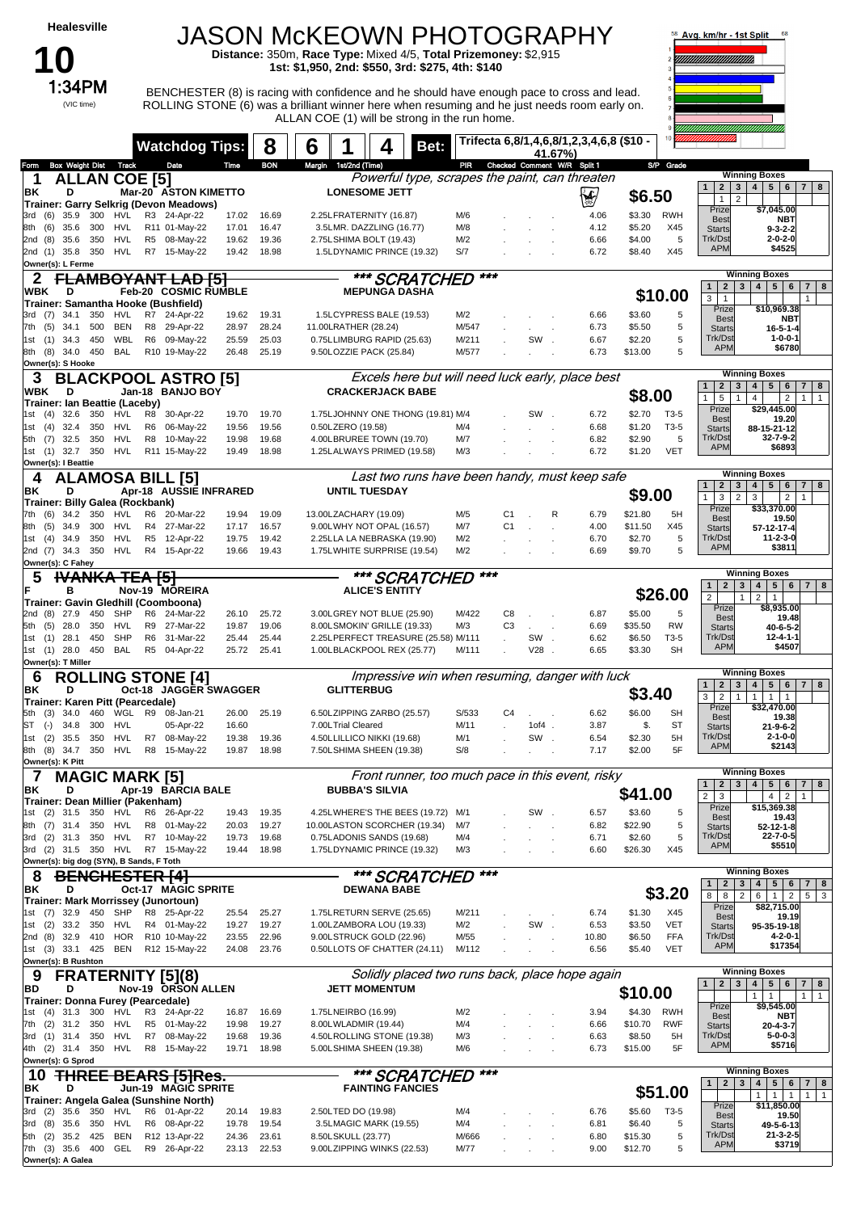# Healesville

## 10

**1:34PM** (VIC time)

# JASON McKEOWN PHOTOGRAPHY

**Distance:** 350m, **Race Type:** Mixed 4/5, **Total Prizemoney:** $2,915
**1st: $1,950, 2nd: $550, 3rd: $275, 4th: $140**

BENCHESTER (8) is racing with confidence and he should have enough pace to cross and lead. ROLLING STONE (6) was a brilliant winner here when resuming and he just needs room early on. ALLAN COE (1) will be strong in the run home.

**Watchdog Tips:** 8 6 1 4 **Bet:** Trifecta 6,8/1,4,6,8/1,2,3,4,6,8 ($10 - 41.67%)

Avg. km/hr - 1st Split

---

### 1 ALLAN COE [5]

*Powerful type, scrapes the paint, can threaten*

BK D Mar-20 ASTON KIMETTO — LONESOME JETT — **$6.50**
Trainer: Garry Selkrig (Devon Meadows)
Owner(s): L Ferme

| Form | Box | Weight | Dist | Track | Race | Date | Time | BON | Margin 1st/2nd (Time) | PIR | Checked | Comment | W/R | Split 1 | S/P | Grade |
|---|---|---|---|---|---|---|---|---|---|---|---|---|---|---|---|---|
| 3rd | (6) | 35.9 | 300 | HVL | R3 | 24-Apr-22 | 17.02 | 16.69 | 2.25L FRATERNITY (16.87) | M/6 | | | | 4.06 | $3.30 | RWH |
| 8th | (6) | 35.6 | 300 | HVL | R11 | 01-May-22 | 17.01 | 16.47 | 3.5L MR. DAZZLING (16.77) | M/8 | | | | 4.12 | $5.20 | X45 |
| 2nd | (8) | 35.6 | 350 | HVL | R5 | 08-May-22 | 19.62 | 19.36 | 2.75L SHIMA BOLT (19.43) | M/2 | | | | 6.66 | $4.00 | 5 |
| 2nd | (1) | 35.8 | 350 | HVL | R7 | 15-May-22 | 19.42 | 18.98 | 1.5L DYNAMIC PRINCE (19.32) | S/7 | | | | 6.72 | $8.40 | X45 |

Winning Boxes: 1: 1, 2: 2 | Prize $7,045.00 | Best NBT | Starts 9-3-2-2 | Trk/Dst 2-0-2-0 | APM $4525

---

### 2 ~~FLAMBOYANT LAD [5]~~ *** SCRATCHED ***

WBK D Feb-20 COSMIC RUMBLE — MEPUNGA DASHA — **$10.00**
Trainer: Samantha Hooke (Bushfield)
Owner(s): S Hooke

| Form | Box | Weight | Dist | Track | Race | Date | Time | BON | Margin 1st/2nd (Time) | PIR | Checked | Comment | W/R | Split 1 | S/P | Grade |
|---|---|---|---|---|---|---|---|---|---|---|---|---|---|---|---|---|
| 3rd | (7) | 34.1 | 350 | HVL | R7 | 24-Apr-22 | 19.62 | 19.31 | 1.5L CYPRESS BALE (19.53) | M/2 | | | | 6.66 | $3.60 | 5 |
| 7th | (5) | 34.1 | 500 | BEN | R8 | 29-Apr-22 | 28.97 | 28.24 | 11.00L RATHER (28.24) | M/547 | | | | 6.73 | $5.50 | 5 |
| 1st | (1) | 34.3 | 450 | WBL | R6 | 09-May-22 | 25.59 | 25.03 | 0.75L LIMBURG RAPID (25.63) | M/211 | | SW | | 6.67 | $2.20 | 5 |
| 8th | (8) | 34.0 | 450 | BAL | R10 | 19-May-22 | 26.48 | 25.19 | 9.50L OZZIE PACK (25.84) | M/577 | | | | 6.73 | $13.00 | 5 |

Winning Boxes: 1: 3, 2: 1, 7: 1 | Prize $10,969.38 | Best NBT | Starts 16-5-1-4 | Trk/Dst 1-0-0-1 | APM $6780

---

### 3 BLACKPOOL ASTRO [5]

*Excels here but will need luck early, place best*

WBK D Jan-18 BANJO BOY — CRACKERJACK BABE — **$8.00**
Trainer: Ian Beattie (Laceby)
Owner(s): I Beattie

| Form | Box | Weight | Dist | Track | Race | Date | Time | BON | Margin 1st/2nd (Time) | PIR | Checked | Comment | W/R | Split 1 | S/P | Grade |
|---|---|---|---|---|---|---|---|---|---|---|---|---|---|---|---|---|
| 1st | (4) | 32.6 | 350 | HVL | R8 | 30-Apr-22 | 19.70 | 19.70 | 1.75L JOHNNY ONE THONG (19.81) | M/4 | | SW | | 6.72 | $2.70 | T3-5 |
| 1st | (4) | 32.4 | 350 | HVL | R6 | 06-May-22 | 19.56 | 19.56 | 0.50L ZERO (19.58) | M/4 | | | | 6.68 | $1.20 | T3-5 |
| 5th | (7) | 32.5 | 350 | HVL | R8 | 10-May-22 | 19.98 | 19.68 | 4.00L BRUREE TOWN (19.70) | M/7 | | | | 6.82 | $2.90 | 5 |
| 1st | (1) | 32.7 | 350 | HVL | R11 | 15-May-22 | 19.49 | 18.98 | 1.25L ALWAYS PRIMED (19.58) | M/3 | | | | 6.72 | $1.20 | VET |

Winning Boxes: 1: 5, 2: 1, 3: 4, 6: 2, 7: 1, 8: 1 | Prize $29,445.00 | Best 19.20 | Starts 88-15-21-12 | Trk/Dst 32-7-9-2 | APM $6893

---

### 4 ALAMOSA BILL [5]

*Last two runs have been handy, must keep safe*

BK D Apr-18 AUSSIE INFRARED — UNTIL TUESDAY — **$9.00**
Trainer: Billy Galea (Rockbank)
Owner(s): C Fahey

| Form | Box | Weight | Dist | Track | Race | Date | Time | BON | Margin 1st/2nd (Time) | PIR | Checked | Comment | W/R | Split 1 | S/P | Grade |
|---|---|---|---|---|---|---|---|---|---|---|---|---|---|---|---|---|
| 7th | (6) | 34.2 | 350 | HVL | R6 | 20-Mar-22 | 19.94 | 19.09 | 13.00L ZACHARY (19.09) | M/5 | C1 | | R | 6.79 | $21.80 | 5H |
| 8th | (5) | 34.9 | 300 | HVL | R4 | 27-Mar-22 | 17.17 | 16.57 | 9.00L WHY NOT OPAL (16.57) | M/7 | C1 | | | 4.00 | $11.50 | X45 |
| 1st | (4) | 34.9 | 350 | HVL | R5 | 12-Apr-22 | 19.75 | 19.42 | 2.25L LA LA NEBRASKA (19.90) | M/2 | | | | 6.70 | $2.70 | 5 |
| 2nd | (7) | 34.3 | 350 | HVL | R4 | 15-Apr-22 | 19.66 | 19.43 | 1.75L WHITE SURPRISE (19.54) | M/2 | | | | 6.69 | $9.70 | 5 |

Winning Boxes: 1: 1, 2: 3, 3: 2, 4: 3, 6: 2, 7: 1 | Prize $33,370.00 | Best 19.50 | Starts 57-12-17-4 | Trk/Dst 11-2-3-0 | APM $3811

---

### 5 ~~IVANKA TEA [5]~~ *** SCRATCHED ***

F B Nov-19 MOREIRA — ALICE'S ENTITY — **$26.00**
Trainer: Gavin Gledhill (Coomboona)
Owner(s): T Miller

| Form | Box | Weight | Dist | Track | Race | Date | Time | BON | Margin 1st/2nd (Time) | PIR | Checked | Comment | W/R | Split 1 | S/P | Grade |
|---|---|---|---|---|---|---|---|---|---|---|---|---|---|---|---|---|
| 2nd | (8) | 27.9 | 450 | SHP | R6 | 24-Mar-22 | 26.10 | 25.72 | 3.00L GREY NOT BLUE (25.90) | M/422 | C8 | | | 6.87 | $5.00 | 5 |
| 5th | (5) | 28.0 | 350 | HVL | R9 | 27-Mar-22 | 19.87 | 19.06 | 8.00L SMOKIN' GRILLE (19.33) | M/3 | C3 | | | 6.69 | $35.50 | RW |
| 1st | (1) | 28.1 | 450 | SHP | R6 | 31-Mar-22 | 25.44 | 25.44 | 2.25L PERFECT TREASURE (25.58) | M/111 | | SW | | 6.62 | $6.50 | T3-5 |
| 1st | (1) | 28.0 | 450 | BAL | R5 | 04-Apr-22 | 25.72 | 25.41 | 1.00L BLACKPOOL REX (25.77) | M/111 | | V28 | | 6.65 | $3.30 | SH |

Winning Boxes: 1: 2, 3: 1, 4: 2, 5: 1 | Prize $8,935.00 | Best 19.48 | Starts 40-6-5-2 | Trk/Dst 12-4-1-1 | APM $4507

---

### 6 ROLLING STONE [4]

*Impressive win when resuming, danger with luck*

BK D Oct-18 JAGGER SWAGGER — GLITTERBUG — **$3.40**
Trainer: Karen Pitt (Pearcedale)
Owner(s): K Pitt

| Form | Box | Weight | Dist | Track | Race | Date | Time | BON | Margin 1st/2nd (Time) | PIR | Checked | Comment | W/R | Split 1 | S/P | Grade |
|---|---|---|---|---|---|---|---|---|---|---|---|---|---|---|---|---|
| 5th | (3) | 34.0 | 460 | WGL | R9 | 08-Jan-21 | 26.00 | 25.19 | 6.50L ZIPPING ZARBO (25.57) | S/533 | C4 | | | 6.62 | $6.00 | SH |
| ST | (-) | 34.8 | 300 | HVL | | 05-Apr-22 | 16.60 | | 7.00L Trial Cleared | M/11 | | 1of4 | | 3.87 | $. | ST |
| 1st | (2) | 35.5 | 350 | HVL | R7 | 08-May-22 | 19.38 | 19.36 | 4.50L LILLICO NIKKI (19.68) | M/1 | | SW | | 6.54 | $2.30 | 5H |
| 8th | (8) | 34.7 | 350 | HVL | R8 | 15-May-22 | 19.87 | 18.98 | 7.50L SHIMA SHEEN (19.38) | S/8 | | | | 7.17 | $2.00 | 5F |

Winning Boxes: 1: 3, 2: 2, 3: 1, 4: 1, 5: 1, 6: 1 | Prize $32,470.00 | Best 19.38 | Starts 21-9-6-2 | Trk/Dst 2-1-0-0 | APM $2143

---

### 7 MAGIC MARK [5]

*Front runner, too much pace in this event, risky*

BK D Apr-19 BARCIA BALE — BUBBA'S SILVIA — **$41.00**
Trainer: Dean Millier (Pakenham)
Owner(s): big dog (SYN), B Sands, F Toth

| Form | Box | Weight | Dist | Track | Race | Date | Time | BON | Margin 1st/2nd (Time) | PIR | Checked | Comment | W/R | Split 1 | S/P | Grade |
|---|---|---|---|---|---|---|---|---|---|---|---|---|---|---|---|---|
| 1st | (2) | 31.5 | 350 | HVL | R6 | 26-Apr-22 | 19.43 | 19.35 | 4.25L WHERE'S THE BEES (19.72) | M/1 | | SW | | 6.57 | $3.60 | 5 |
| 8th | (7) | 31.4 | 350 | HVL | R8 | 01-May-22 | 20.03 | 19.27 | 10.00L ASTON SCORCHER (19.34) | M/7 | | | | 6.82 | $22.90 | 5 |
| 3rd | (2) | 31.3 | 350 | HVL | R7 | 10-May-22 | 19.73 | 19.68 | 0.75L ADONIS SANDS (19.68) | M/4 | | | | 6.71 | $2.60 | 5 |
| 3rd | (2) | 31.5 | 350 | HVL | R7 | 15-May-22 | 19.44 | 18.98 | 1.75L DYNAMIC PRINCE (19.32) | M/3 | | | | 6.60 | $26.30 | X45 |

Winning Boxes: 1: 2, 2: 3, 5: 4, 6: 2, 7: 1 | Prize $15,369.38 | Best 19.43 | Starts 52-12-1-8 | Trk/Dst 22-7-0-5 | APM $5510

---

### 8 ~~BENCHESTER [4]~~ *** SCRATCHED ***

BK D Oct-17 MAGIC SPRITE — DEWANA BABE — **$3.20**
Trainer: Mark Morrissey (Junortoun)
Owner(s): B Rushton

| Form | Box | Weight | Dist | Track | Race | Date | Time | BON | Margin 1st/2nd (Time) | PIR | Checked | Comment | W/R | Split 1 | S/P | Grade |
|---|---|---|---|---|---|---|---|---|---|---|---|---|---|---|---|---|
| 1st | (7) | 32.9 | 450 | SHP | R8 | 25-Apr-22 | 25.54 | 25.27 | 1.75L RETURN SERVE (25.65) | M/211 | | | | 6.74 | $1.30 | X45 |
| 1st | (2) | 33.2 | 350 | HVL | R4 | 01-May-22 | 19.27 | 19.27 | 1.00L ZAMBORA LOU (19.33) | M/2 | | SW | | 6.53 | $3.50 | VET |
| 2nd | (8) | 32.9 | 410 | HOR | R10 | 10-May-22 | 23.55 | 22.96 | 9.00L STRUCK GOLD (22.96) | M/55 | | | | 10.80 | $6.50 | FFA |
| 1st | (3) | 33.1 | 425 | BEN | R12 | 15-May-22 | 24.08 | 23.76 | 0.50L LOTS OF CHATTER (24.11) | M/112 | | | | 6.56 | $5.40 | VET |

Winning Boxes: 1: 8, 2: 8, 3: 2, 4: 6, 5: 1, 6: 2, 7: 5, 8: 3 | Prize $82,715.00 | Best 19.19 | Starts 95-35-19-18 | Trk/Dst 4-2-0-1 | APM $17354

---

### 9 FRATERNITY [5](8)

*Solidly placed two runs back, place hope again*

BD D Nov-19 ORSON ALLEN — JETT MOMENTUM — **$10.00**
Trainer: Donna Furey (Pearcedale)
Owner(s): G Sprod

| Form | Box | Weight | Dist | Track | Race | Date | Time | BON | Margin 1st/2nd (Time) | PIR | Checked | Comment | W/R | Split 1 | S/P | Grade |
|---|---|---|---|---|---|---|---|---|---|---|---|---|---|---|---|---|
| 1st | (4) | 31.3 | 300 | HVL | R3 | 24-Apr-22 | 16.87 | 16.69 | 1.75L NEIRBO (16.99) | M/2 | | | | 3.94 | $4.30 | RWH |
| 7th | (2) | 31.2 | 350 | HVL | R5 | 01-May-22 | 19.98 | 19.27 | 8.00L WLADMIR (19.44) | M/4 | | | | 6.66 | $10.70 | RWF |
| 3rd | (1) | 31.4 | 350 | HVL | R7 | 08-May-22 | 19.68 | 19.36 | 4.50L ROLLING STONE (19.38) | M/3 | | | | 6.63 | $8.50 | 5H |
| 4th | (2) | 31.4 | 350 | HVL | R8 | 15-May-22 | 19.71 | 18.98 | 5.00L SHIMA SHEEN (19.38) | M/6 | | | | 6.73 | $15.00 | 5F |

Winning Boxes: 4: 1, 5: 1, 7: 1, 8: 1 | Prize $9,545.00 | Best NBT | Starts 20-4-3-7 | Trk/Dst 5-0-0-3 | APM $5716

---

### 10 ~~THREE BEARS [5]Res.~~ *** SCRATCHED ***

BK D Jun-19 MAGIC SPRITE — FAINTING FANCIES — **$51.00**
Trainer: Angela Galea (Sunshine North)
Owner(s): A Galea

| Form | Box | Weight | Dist | Track | Race | Date | Time | BON | Margin 1st/2nd (Time) | PIR | Checked | Comment | W/R | Split 1 | S/P | Grade |
|---|---|---|---|---|---|---|---|---|---|---|---|---|---|---|---|---|
| 3rd | (2) | 35.6 | 350 | HVL | R6 | 01-Apr-22 | 20.14 | 19.83 | 2.50L TED DO (19.98) | M/4 | | | | 6.76 | $5.60 | T3-5 |
| 3rd | (8) | 35.6 | 350 | HVL | R6 | 08-Apr-22 | 19.78 | 19.54 | 3.5L MAGIC MARK (19.55) | M/4 | | | | 6.81 | $6.40 | 5 |
| 5th | (2) | 35.2 | 425 | BEN | R12 | 13-Apr-22 | 24.36 | 23.61 | 8.50L SKULL (23.77) | M/666 | | | | 6.80 | $15.30 | 5 |
| 7th | (3) | 35.6 | 400 | GEL | R9 | 26-Apr-22 | 23.13 | 22.53 | 9.00L ZIPPING WINKS (22.53) | M/77 | | | | 9.00 | $12.70 | 5 |

Winning Boxes: 4: 1, 5: 1, 6: 1, 7: 1, 8: 1 | Prize $11,850.00 | Best 19.50 | Starts 49-5-6-13 | Trk/Dst 21-3-2-5 | APM $3719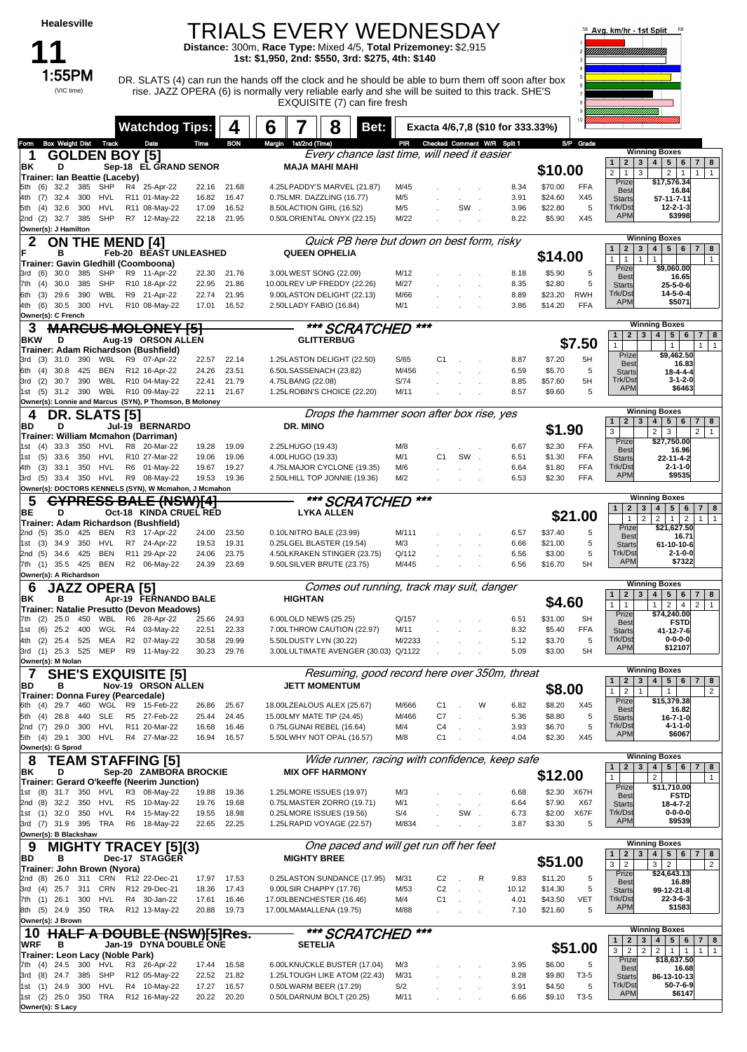# Healesville

## 11

**1:55PM** (VIC time)

# TRIALS EVERY WEDNESDAY

**Distance:** 300m, **Race Type:** Mixed 4/5, **Total Prizemoney:** $2,915
**1st: $1,950, 2nd: $550, 3rd: $275, 4th: $140**

DR. SLATS (4) can run the hands off the clock and he should be able to burn them off soon after box rise. JAZZ OPERA (6) is normally very reliable early and she will be suited to this track. SHE'S EXQUISITE (7) can fire fresh

**Watchdog Tips:** 4 6 7 8 **Bet:** Exacta 4/6,7,8 ($10 for 333.33%)

Avg. km/hr - 1st Split 58 68

---

### 1 GOLDEN BOY [5]
*Every chance last time, will need it easier*

BK D Sep-18 EL GRAND SENOR — MAJA MAHI MAHI
Trainer: Ian Beattie (Laceby) — **$10.00**
Owner(s): J Hamilton

| Form | Box | Weight | Dist | Track | Race | Date | Time | BON | Margin 1st/2nd (Time) | PIR | Checked | Comment | W/R | Split 1 | S/P | Grade |
|---|---|---|---|---|---|---|---|---|---|---|---|---|---|---|---|---|
| 5th | (6) | 32.2 | 385 | SHP | R4 | 25-Apr-22 | 22.16 | 21.68 | 4.25 LPADDY'S MARVEL (21.87) | M/45 | | | | 8.34 | $70.00 | FFA |
| 4th | (7) | 32.4 | 300 | HVL | R11 | 01-May-22 | 16.82 | 16.47 | 0.75 LMR. DAZZLING (16.77) | M/5 | | | | 3.91 | $24.60 | X45 |
| 5th | (4) | 32.6 | 300 | HVL | R11 | 08-May-22 | 17.09 | 16.52 | 8.50 LACTION GIRL (16.52) | M/5 | | SW | | 3.96 | $22.80 | 5 |
| 2nd | (2) | 32.7 | 385 | SHP | R7 | 12-May-22 | 22.18 | 21.95 | 0.50 LORIENTAL ONYX (22.15) | M/22 | | | | 8.22 | $5.90 | X45 |

Winning Boxes: 1: 2, 2: 1, 3: 3, 4: –, 5: 2, 6: 1, 7: 1, 8: 1
Prize $17,576.34 | Best 16.84 | Starts 57-11-7-11 | Trk/Dst 12-2-1-3 | APM $3998

### 2 ON THE MEND [4]
*Quick PB here but down on best form, risky*

F B Feb-20 BEAST UNLEASHED — QUEEN OPHELIA
Trainer: Gavin Gledhill (Coomboona) — **$14.00**
Owner(s): C French

| Form | Box | Weight | Dist | Track | Race | Date | Time | BON | Margin 1st/2nd (Time) | PIR | Checked | Comment | W/R | Split 1 | S/P | Grade |
|---|---|---|---|---|---|---|---|---|---|---|---|---|---|---|---|---|
| 3rd | (6) | 30.0 | 385 | SHP | R9 | 11-Apr-22 | 22.30 | 21.76 | 3.00 LWEST SONG (22.09) | M/12 | | | | 8.18 | $5.90 | 5 |
| 7th | (4) | 30.0 | 385 | SHP | R10 | 18-Apr-22 | 22.95 | 21.86 | 10.00 LREV UP FREDDY (22.26) | M/27 | | | | 8.35 | $2.80 | 5 |
| 6th | (3) | 29.6 | 390 | WBL | R9 | 21-Apr-22 | 22.74 | 21.95 | 9.00 LASTON DELIGHT (22.13) | M/66 | | | | 8.89 | $23.20 | RWH |
| 4th | (6) | 30.5 | 300 | HVL | R10 | 08-May-22 | 17.01 | 16.52 | 2.50 LLADY FABIO (16.84) | M/1 | | | | 3.86 | $14.20 | FFA |

Winning Boxes: 1: 1, 2: 1, 3: 1, 8: 1
Prize $9,060.00 | Best 16.65 | Starts 25-5-0-6 | Trk/Dst 14-5-0-4 | APM $5071

### 3 ~~MARCUS MOLONEY [5]~~
*\*\*\* SCRATCHED \*\*\**

BKW D Aug-19 ORSON ALLEN — GLITTERBUG
Trainer: Adam Richardson (Bushfield) — **$7.50**
Owner(s): Lonnie and Marcus (SYN), P Thomson, B Moloney

| Form | Box | Weight | Dist | Track | Race | Date | Time | BON | Margin 1st/2nd (Time) | PIR | Checked | Comment | W/R | Split 1 | S/P | Grade |
|---|---|---|---|---|---|---|---|---|---|---|---|---|---|---|---|---|
| 3rd | (3) | 31.0 | 390 | WBL | R9 | 07-Apr-22 | 22.57 | 22.14 | 1.25 LASTON DELIGHT (22.50) | S/65 | C1 | | | 8.87 | $7.20 | 5H |
| 6th | (4) | 30.8 | 425 | BEN | R12 | 16-Apr-22 | 24.26 | 23.51 | 6.50 LSASSENACH (23.82) | M/456 | | | | 6.59 | $5.70 | 5 |
| 3rd | (2) | 30.7 | 390 | WBL | R10 | 04-Apr-22 | 22.41 | 21.79 | 4.75 LBANG (22.08) | S/74 | | | | 8.85 | $57.60 | 5H |
| 1st | (5) | 31.2 | 390 | WBL | R10 | 09-May-22 | 22.11 | 21.67 | 1.25 LROBIN'S CHOICE (22.20) | M/11 | | | | 8.57 | $9.60 | 5 |

Winning Boxes: 1: 1, 5: 1, 7: 1, 8: 1
Prize $9,462.50 | Best 16.83 | Starts 18-4-4-4 | Trk/Dst 3-1-2-0 | APM $6463

### 4 DR. SLATS [5]
*Drops the hammer soon after box rise, yes*

BD D Jul-19 BERNARDO — DR. MINO
Trainer: William Mcmahon (Darriman) — **$1.90**
Owner(s): DOCTORS KENNELS (SYN), W Mcmahon, J Mcmahon

| Form | Box | Weight | Dist | Track | Race | Date | Time | BON | Margin 1st/2nd (Time) | PIR | Checked | Comment | W/R | Split 1 | S/P | Grade |
|---|---|---|---|---|---|---|---|---|---|---|---|---|---|---|---|---|
| 1st | (4) | 33.3 | 350 | HVL | R8 | 20-Mar-22 | 19.28 | 19.09 | 2.25 LHUGO (19.43) | M/8 | | | | 6.67 | $2.30 | FFA |
| 1st | (5) | 33.6 | 350 | HVL | R10 | 27-Mar-22 | 19.06 | 19.06 | 4.00 LHUGO (19.33) | M/1 | C1 | SW | | 6.51 | $1.30 | FFA |
| 4th | (3) | 33.1 | 350 | HVL | R6 | 01-May-22 | 19.67 | 19.27 | 4.75 LMAJOR CYCLONE (19.35) | M/6 | | | | 6.64 | $1.80 | FFA |
| 3rd | (5) | 33.4 | 350 | HVL | R9 | 08-May-22 | 19.53 | 19.36 | 2.50 LHILL TOP JONNIE (19.36) | M/2 | | | | 6.53 | $2.30 | FFA |

Winning Boxes: 1: 3, 4: 2, 5: 3, 7: 2, 8: 1
Prize $27,750.00 | Best 16.96 | Starts 22-11-4-2 | Trk/Dst 2-1-1-0 | APM $9535

### 5 ~~CYPRESS BALE (NSW)[4]~~
*\*\*\* SCRATCHED \*\*\**

BE D Oct-18 KINDA CRUEL RED — LYKA ALLEN
Trainer: Adam Richardson (Bushfield) — **$21.00**
Owner(s): A Richardson

| Form | Box | Weight | Dist | Track | Race | Date | Time | BON | Margin 1st/2nd (Time) | PIR | Checked | Comment | W/R | Split 1 | S/P | Grade |
|---|---|---|---|---|---|---|---|---|---|---|---|---|---|---|---|---|
| 2nd | (5) | 35.0 | 425 | BEN | R3 | 17-Apr-22 | 24.00 | 23.50 | 0.10 LNITRO BALE (23.99) | M/111 | | | | 6.57 | $37.40 | 5 |
| 1st | (3) | 34.9 | 350 | HVL | R7 | 24-Apr-22 | 19.53 | 19.31 | 0.25 LGEL BLASTER (19.54) | M/3 | | | | 6.66 | $21.00 | 5 |
| 2nd | (5) | 34.6 | 425 | BEN | R11 | 29-Apr-22 | 24.06 | 23.75 | 4.50 LKRAKEN STINGER (23.75) | Q/112 | | | | 6.56 | $3.00 | 5 |
| 7th | (1) | 35.5 | 425 | BEN | R2 | 06-May-22 | 24.39 | 23.69 | 9.50 LSILVER BRUTE (23.75) | M/445 | | | | 6.56 | $16.70 | 5H |

Winning Boxes: 2: 1, 3: 2, 4: 2, 5: 1, 6: 2, 7: 1, 8: 1
Prize $21,627.50 | Best 16.71 | Starts 61-10-10-6 | Trk/Dst 2-1-0-0 | APM $7322

### 6 JAZZ OPERA [5]
*Comes out running, track may suit, danger*

BK B Apr-19 FERNANDO BALE — HIGHTAN
Trainer: Natalie Presutto (Devon Meadows) — **$4.60**
Owner(s): M Nolan

| Form | Box | Weight | Dist | Track | Race | Date | Time | BON | Margin 1st/2nd (Time) | PIR | Checked | Comment | W/R | Split 1 | S/P | Grade |
|---|---|---|---|---|---|---|---|---|---|---|---|---|---|---|---|---|
| 7th | (2) | 25.0 | 450 | WBL | R6 | 28-Apr-22 | 25.66 | 24.93 | 6.00 LOLD NEWS (25.25) | Q/157 | | | | 6.51 | $31.00 | SH |
| 1st | (6) | 25.2 | 400 | WGL | R4 | 03-May-22 | 22.51 | 22.33 | 7.00 LTHROW CAUTION (22.97) | M/11 | | | | 8.32 | $5.40 | FFA |
| 4th | (2) | 25.4 | 525 | MEA | R2 | 07-May-22 | 30.58 | 29.99 | 5.50 LDUSTY LYN (30.22) | M/2233 | | | | 5.12 | $3.70 | 5 |
| 3rd | (1) | 25.3 | 525 | MEP | R9 | 11-May-22 | 30.23 | 29.76 | 3.00 LULTIMATE AVENGER (30.03) | Q/1122 | | | | 5.09 | $3.00 | 5H |

Winning Boxes: 1: 1, 4: 1, 5: 2, 6: 4, 7: 2, 8: 1
Prize $74,240.00 | Best FSTD | Starts 41-12-7-6 | Trk/Dst 0-0-0-0 | APM $12107

### 7 SHE'S EXQUISITE [5]
*Resuming, good record here over 350m, threat*

BD B Nov-19 ORSON ALLEN — JETT MOMENTUM
Trainer: Donna Furey (Pearcedale) — **$8.00**
Owner(s): G Sprod

| Form | Box | Weight | Dist | Track | Race | Date | Time | BON | Margin 1st/2nd (Time) | PIR | Checked | Comment | W/R | Split 1 | S/P | Grade |
|---|---|---|---|---|---|---|---|---|---|---|---|---|---|---|---|---|
| 6th | (4) | 29.7 | 460 | WGL | R9 | 15-Feb-22 | 26.86 | 25.67 | 18.00 LZEALOUS ALEX (25.67) | M/666 | C1 | | W | 6.82 | $8.20 | X45 |
| 5th | (4) | 28.8 | 440 | SLE | R5 | 27-Feb-22 | 25.44 | 24.45 | 15.00 LMY MATE TIP (24.45) | M/466 | C7 | | | 5.36 | $8.80 | 5 |
| 2nd | (7) | 29.0 | 300 | HVL | R11 | 20-Mar-22 | 16.68 | 16.46 | 0.75 LGUNAI REBEL (16.64) | M/4 | C4 | | | 3.93 | $6.70 | 5 |
| 5th | (4) | 29.1 | 300 | HVL | R4 | 27-Mar-22 | 16.94 | 16.57 | 5.50 LWHY NOT OPAL (16.57) | M/8 | C1 | | | 4.04 | $2.30 | X45 |

Winning Boxes: 1: 1, 2: 2, 3: 1, 5: 1, 8: 2
Prize $15,379.38 | Best 16.82 | Starts 16-7-1-0 | Trk/Dst 4-1-1-0 | APM $6067

### 8 TEAM STAFFING [5]
*Wide runner, racing with confidence, keep safe*

BK D Sep-20 ZAMBORA BROCKIE — MIX OFF HARMONY
Trainer: Gerard O'keeffe (Neerim Junction) — **$12.00**
Owner(s): B Blackshaw

| Form | Box | Weight | Dist | Track | Race | Date | Time | BON | Margin 1st/2nd (Time) | PIR | Checked | Comment | W/R | Split 1 | S/P | Grade |
|---|---|---|---|---|---|---|---|---|---|---|---|---|---|---|---|---|
| 1st | (8) | 31.7 | 350 | HVL | R3 | 08-May-22 | 19.88 | 19.36 | 1.25 LMORE ISSUES (19.97) | M/3 | | | | 6.68 | $2.30 | X67H |
| 2nd | (8) | 32.2 | 350 | HVL | R5 | 10-May-22 | 19.76 | 19.68 | 0.75 LMASTER ZORRO (19.71) | M/1 | | | | 6.64 | $7.90 | X67 |
| 1st | (1) | 32.0 | 350 | HVL | R4 | 15-May-22 | 19.55 | 18.98 | 0.25 LMORE ISSUES (19.56) | S/4 | | SW | | 6.73 | $2.00 | X67F |
| 3rd | (7) | 31.9 | 395 | TRA | R6 | 18-May-22 | 22.65 | 22.25 | 1.25 LRAPID VOYAGE (22.57) | M/834 | | | | 3.87 | $3.30 | 5 |

Winning Boxes: 1: 1, 4: 2, 8: 1
Prize $11,710.00 | Best FSTD | Starts 18-4-7-2 | Trk/Dst 0-0-0-0 | APM $9539

### 9 MIGHTY TRACEY [5](3)
*One paced and will get run off her feet*

BD B Dec-17 STAGGER — MIGHTY BREE
Trainer: John Brown (Nyora) — **$51.00**
Owner(s): J Brown

| Form | Box | Weight | Dist | Track | Race | Date | Time | BON | Margin 1st/2nd (Time) | PIR | Checked | Comment | W/R | Split 1 | S/P | Grade |
|---|---|---|---|---|---|---|---|---|---|---|---|---|---|---|---|---|
| 2nd | (8) | 26.0 | 311 | CRN | R12 | 22-Dec-21 | 17.97 | 17.53 | 0.25 LASTON SUNDANCE (17.95) | M/31 | C2 | | R | 9.83 | $11.20 | 5 |
| 3rd | (4) | 25.7 | 311 | CRN | R12 | 29-Dec-21 | 18.36 | 17.43 | 9.00 LSIR CHAPPY (17.76) | M/53 | C2 | | | 10.12 | $14.30 | 5 |
| 7th | (1) | 26.1 | 300 | HVL | R4 | 30-Jan-22 | 17.61 | 16.46 | 17.00 LBENCHESTER (16.46) | M/4 | C1 | | | 4.01 | $43.50 | VET |
| 8th | (5) | 24.9 | 350 | TRA | R12 | 13-May-22 | 20.88 | 19.73 | 17.00 LMAMALLENA (19.75) | M/88 | | | | 7.10 | $21.60 | 5 |

Winning Boxes: 1: 3, 2: 2, 5: 3, 6: 2, 8: 2
Prize $24,643.13 | Best 16.89 | Starts 99-12-21-8 | Trk/Dst 22-3-6-3 | APM $1583

### 10 ~~HALF A DOUBLE (NSW)[5]Res.~~
*\*\*\* SCRATCHED \*\*\**

WRF B Jan-19 DYNA DOUBLE ONE — SETELIA
Trainer: Leon Lacy (Noble Park) — **$51.00**
Owner(s): S Lacy

| Form | Box | Weight | Dist | Track | Race | Date | Time | BON | Margin 1st/2nd (Time) | PIR | Checked | Comment | W/R | Split 1 | S/P | Grade |
|---|---|---|---|---|---|---|---|---|---|---|---|---|---|---|---|---|
| 7th | (4) | 24.5 | 300 | HVL | R3 | 26-Apr-22 | 17.44 | 16.58 | 6.00 LKNUCKLE BUSTER (17.04) | M/3 | | | | 3.95 | $6.00 | 5 |
| 3rd | (8) | 24.7 | 385 | SHP | R12 | 05-May-22 | 22.52 | 21.82 | 1.25 LTOUGH LIKE ATOM (22.43) | M/31 | | | | 8.28 | $9.80 | T3-5 |
| 1st | (1) | 24.9 | 300 | HVL | R4 | 10-May-22 | 17.27 | 16.57 | 0.50 LWARM BEER (17.29) | S/2 | | | | 3.91 | $4.50 | 5 |
| 1st | (2) | 25.0 | 350 | TRA | R12 | 16-May-22 | 20.22 | 20.20 | 0.50 LDARNUM BOLT (20.25) | M/11 | | | | 6.66 | $9.10 | T3-5 |

Winning Boxes: 1: 3, 2: 2, 3: 2, 4: 2, 5: 1, 6: 1, 7: 1, 8: 1
Prize $18,637.50 | Best 16.68 | Starts 86-13-10-13 | Trk/Dst 50-7-6-9 | APM $6147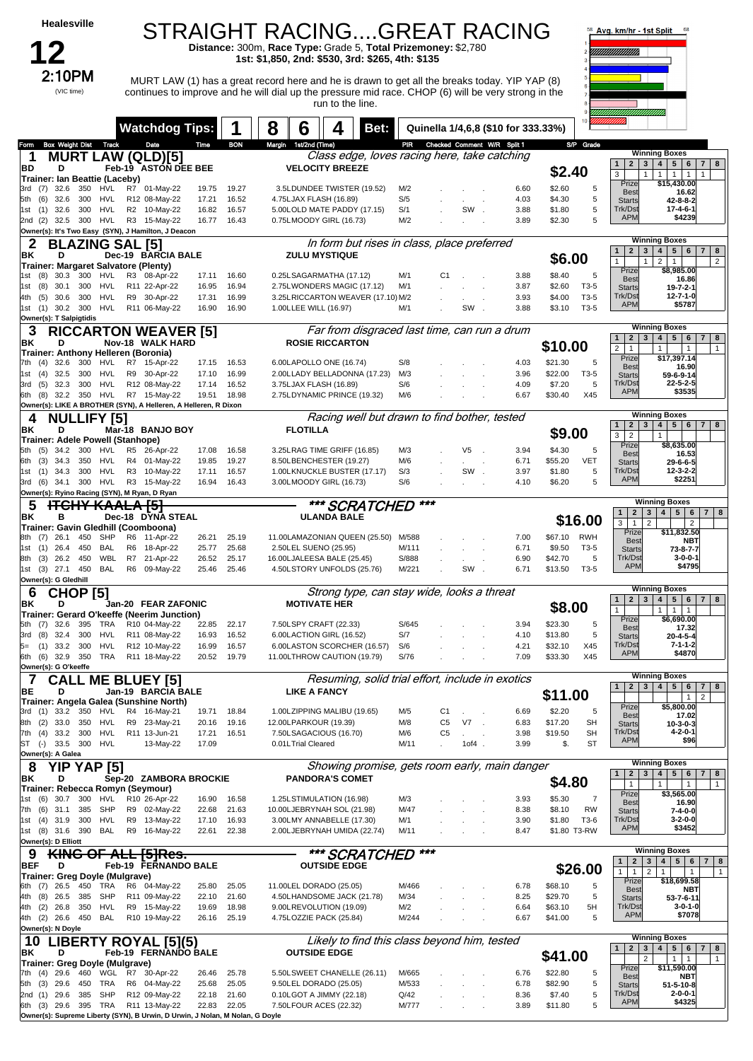# Healesville

# 12

**2:10PM** (VIC time)

# STRAIGHT RACING....GREAT RACING

**Distance:** 300m, **Race Type:** Grade 5, **Total Prizemoney:** $2,780
**1st: $1,850, 2nd: $530, 3rd: $265, 4th: $135**

MURT LAW (1) has a great record here and he is drawn to get all the breaks today. YIP YAP (8) continues to improve and he will dial up the pressure mid race. CHOP (6) will be very strong in the run to the line.

Avg. km/hr - 1st Split
58
68

**Watchdog Tips:** 1 8 6 4 **Bet:** Quinella 1/4,6,8 ($10 for 333.33%)

Form | Box | Weight | Dist | Track | Date | Time | BON | Margin | 1st/2nd (Time) | PIR | Checked | Comment | W/R | Split 1 | S/P | Grade

---

## 1 MURT LAW (QLD)[5]

BD D Feb-19 ASTON DEE BEE — VELOCITY BREEZE
*Class edge, loves racing here, take catching*
**$2.40**
Trainer: Ian Beattie (Laceby)

| | | | | | | | | | | | | | | |
|---|---|---|---|---|---|---|---|---|---|---|---|---|---|---|
| 3rd | (7) | 32.6 | 350 | HVL | R7 01-May-22 | 19.75 | 19.27 | 3.5LDUNDEE TWISTER (19.52) | M/2 | | | 6.60 | $2.60 | 5 |
| 5th | (6) | 32.6 | 300 | HVL | R12 08-May-22 | 17.21 | 16.52 | 4.75LJAX FLASH (16.89) | S/5 | | | 4.03 | $4.30 | 5 |
| 1st | (1) | 32.6 | 300 | HVL | R2 10-May-22 | 16.82 | 16.57 | 5.00LOLD MATE PADDY (17.15) | S/1 | | SW | 3.88 | $1.80 | 5 |
| 2nd | (2) | 32.5 | 300 | HVL | R3 15-May-22 | 16.77 | 16.43 | 0.75LMOODY GIRL (16.73) | M/2 | | | 3.89 | $2.30 | 5 |

Owner(s): It's Two Easy (SYN), J Hamilton, J Deacon

Winning Boxes: 1: 3, 2: -, 3: 1, 4: 1, 5: 1, 6: 1, 7: 1, 8: -
Prize $15,430.00 | Best 16.62 | Starts 42-8-8-2 | Trk/Dst 17-4-6-1 | APM $4239

## 2 BLAZING SAL [5]

BK D Dec-19 BARCIA BALE — ZULU MYSTIQUE
*In form but rises in class, place preferred*
**$6.00**
Trainer: Margaret Salvatore (Plenty)

| | | | | | | | | | | | | | | |
|---|---|---|---|---|---|---|---|---|---|---|---|---|---|---|
| 1st | (8) | 30.3 | 300 | HVL | R3 08-Apr-22 | 17.11 | 16.60 | 0.25LSAGARMATHA (17.12) | M/1 | C1 | | 3.88 | $8.40 | 5 |
| 1st | (8) | 30.1 | 300 | HVL | R11 22-Apr-22 | 16.95 | 16.94 | 2.75LWONDERS MAGIC (17.12) | M/1 | | | 3.87 | $2.60 | T3-5 |
| 4th | (5) | 30.6 | 300 | HVL | R9 30-Apr-22 | 17.31 | 16.99 | 3.25LRICCARTON WEAVER (17.10) | M/2 | | | 3.93 | $4.00 | T3-5 |
| 1st | (1) | 30.2 | 300 | HVL | R11 06-May-22 | 16.90 | 16.90 | 1.00LLEE WILL (16.97) | M/1 | | SW | 3.88 | $3.10 | T3-5 |

Owner(s): T Salpigtidis

Winning Boxes: 1: 1, 2: -, 3: 1, 4: 2, 5: 1, 6: -, 7: -, 8: 2
Prize $8,985.00 | Best 16.86 | Starts 19-7-2-1 | Trk/Dst 12-7-1-0 | APM $5787

## 3 RICCARTON WEAVER [5]

BK D Nov-18 WALK HARD — ROSIE RICCARTON
*Far from disgraced last time, can run a drum*
**$10.00**
Trainer: Anthony Helleren (Boronia)

| | | | | | | | | | | | | | | |
|---|---|---|---|---|---|---|---|---|---|---|---|---|---|---|
| 7th | (4) | 32.6 | 300 | HVL | R7 15-Apr-22 | 17.15 | 16.53 | 6.00LAPOLLO ONE (16.74) | S/8 | | | 4.03 | $21.30 | 5 |
| 1st | (4) | 32.5 | 300 | HVL | R9 30-Apr-22 | 17.10 | 16.99 | 2.00LLADY BELLADONNA (17.23) | M/3 | | | 3.96 | $22.00 | T3-5 |
| 3rd | (5) | 32.3 | 300 | HVL | R12 08-May-22 | 17.14 | 16.52 | 3.75LJAX FLASH (16.89) | S/6 | | | 4.09 | $7.20 | 5 |
| 6th | (8) | 32.2 | 350 | HVL | R7 15-May-22 | 19.51 | 18.98 | 2.75LDYNAMIC PRINCE (19.32) | M/6 | | | 6.67 | $30.40 | X45 |

Owner(s): LIKE A BROTHER (SYN), A Helleren, A Helleren, R Dixon

Winning Boxes: 1: 2, 2: 1, 3: -, 4: 1, 5: -, 6: 1, 7: -, 8: 1
Prize $17,397.14 | Best 16.90 | Starts 59-6-9-14 | Trk/Dst 22-5-2-5 | APM $3535

## 4 NULLIFY [5]

BK D Mar-18 BANJO BOY — FLOTILLA
*Racing well but drawn to find bother, tested*
**$9.00**
Trainer: Adele Powell (Stanhope)

| | | | | | | | | | | | | | | | |
|---|---|---|---|---|---|---|---|---|---|---|---|---|---|---|---|
| 5th | (5) | 34.2 | 300 | HVL | R5 26-Apr-22 | 17.08 | 16.58 | 3.25LRAG TIME GRIFF (16.85) | M/3 | | V5 | | 3.94 | $4.30 | 5 |
| 6th | (3) | 34.3 | 350 | HVL | R4 01-May-22 | 19.85 | 19.27 | 8.50LBENCHESTER (19.27) | M/6 | | | | 6.71 | $55.20 | VET |
| 1st | (1) | 34.3 | 300 | HVL | R3 10-May-22 | 17.11 | 16.57 | 1.00LKNUCKLE BUSTER (17.17) | S/3 | | SW | | 3.97 | $1.80 | 5 |
| 3rd | (6) | 34.1 | 300 | HVL | R3 15-May-22 | 16.94 | 16.43 | 3.00LMOODY GIRL (16.73) | S/6 | | | | 4.10 | $6.20 | 5 |

Owner(s): Ryino Racing (SYN), M Ryan, D Ryan

Winning Boxes: 1: 3, 2: 2, 3: -, 4: 1, 5: -, 6: -, 7: -, 8: -
Prize $8,635.00 | Best 16.53 | Starts 29-6-6-5 | Trk/Dst 12-3-2-2 | APM $2251

## 5 ~~ITCHY KAALA [5]~~

BK B Dec-18 DYNA STEAL — ULANDA BALE
*** SCRATCHED ***
**$16.00**
Trainer: Gavin Gledhill (Coomboona)

| | | | | | | | | | | | | | | |
|---|---|---|---|---|---|---|---|---|---|---|---|---|---|---|
| 8th | (7) | 26.1 | 450 | SHP | R6 11-Apr-22 | 26.21 | 25.19 | 11.00LAMAZONIAN QUEEN (25.50) | M/588 | | | 7.00 | $67.10 | RWH |
| 1st | (1) | 26.4 | 450 | BAL | R6 18-Apr-22 | 25.77 | 25.68 | 2.50LEL SUENO (25.95) | M/111 | | | 6.71 | $9.50 | T3-5 |
| 8th | (3) | 26.2 | 450 | WBL | R7 21-Apr-22 | 26.52 | 25.17 | 16.00LJALEESA BALE (25.45) | S/888 | | | 6.90 | $42.70 | 5 |
| 1st | (3) | 27.1 | 450 | BAL | R6 09-May-22 | 25.46 | 25.46 | 4.50LSTORY UNFOLDS (25.76) | M/221 | | SW | 6.71 | $13.50 | T3-5 |

Owner(s): G Gledhill

Winning Boxes: 1: 3, 2: 1, 3: 2, 4: -, 5: -, 6: 2, 7: -, 8: -
Prize $11,832.50 | Best NBT | Starts 73-8-7-7 | Trk/Dst 3-0-0-1 | APM $4795

## 6 CHOP [5]

BK D Jan-20 FEAR ZAFONIC — MOTIVATE HER
*Strong type, can stay wide, looks a threat*
**$8.00**
Trainer: Gerard O'keeffe (Neerim Junction)

| | | | | | | | | | | | | | | |
|---|---|---|---|---|---|---|---|---|---|---|---|---|---|---|
| 5th | (7) | 32.6 | 395 | TRA | R10 04-May-22 | 22.85 | 22.17 | 7.50LSPY CRAFT (22.33) | S/645 | | | 3.94 | $23.30 | 5 |
| 3rd | (8) | 32.4 | 300 | HVL | R11 08-May-22 | 16.93 | 16.52 | 6.00LACTION GIRL (16.52) | S/7 | | | 4.10 | $13.80 | 5 |
| 5= | (1) | 33.2 | 300 | HVL | R12 10-May-22 | 16.99 | 16.57 | 6.00LASTON SCORCHER (16.57) | S/6 | | | 4.21 | $32.10 | X45 |
| 6th | (6) | 32.9 | 350 | TRA | R11 18-May-22 | 20.52 | 19.79 | 11.00LTHROW CAUTION (19.79) | S/76 | | | 7.09 | $33.30 | X45 |

Owner(s): G O'keeffe

Winning Boxes: 1: 1, 2: -, 3: -, 4: 1, 5: 1, 6: 1, 7: -, 8: -
Prize $6,690.00 | Best 17.32 | Starts 20-4-5-4 | Trk/Dst 7-1-1-2 | APM $4870

## 7 CALL ME BLUEY [5]

BE D Jan-19 BARCIA BALE — LIKE A FANCY
*Resuming, solid trial effort, include in exotics*
**$11.00**
Trainer: Angela Galea (Sunshine North)

| | | | | | | | | | | | | | | | |
|---|---|---|---|---|---|---|---|---|---|---|---|---|---|---|---|
| 3rd | (1) | 33.2 | 350 | HVL | R4 16-May-21 | 19.71 | 18.84 | 1.00LZIPPING MALIBU (19.65) | M/5 | C1 | | | 6.69 | $2.20 | 5 |
| 8th | (2) | 33.0 | 350 | HVL | R9 23-May-21 | 20.16 | 19.16 | 12.00LPARKOUR (19.39) | M/8 | C5 | V7 | | 6.83 | $17.20 | SH |
| 7th | (4) | 33.2 | 300 | HVL | R11 13-Jun-21 | 17.21 | 16.51 | 7.50LSAGACIOUS (16.70) | M/6 | C5 | | | 3.98 | $19.50 | SH |
| ST | (-) | 33.5 | 300 | HVL | 13-May-22 | 17.09 | | 0.01LTrial Cleared | M/11 | | 1of4 | | 3.99 | $. | ST |

Owner(s): A Galea

Winning Boxes: 1: -, 2: -, 3: -, 4: -, 5: -, 6: -, 7: 1, 8: 2
Prize $5,800.00 | Best 17.02 | Starts 10-3-0-3 | Trk/Dst 4-2-0-1 | APM $96

## 8 YIP YAP [5]

BK D Sep-20 ZAMBORA BROCKIE — PANDORA'S COMET
*Showing promise, gets room early, main danger*
**$4.80**
Trainer: Rebecca Romyn (Seymour)

| | | | | | | | | | | | | | | |
|---|---|---|---|---|---|---|---|---|---|---|---|---|---|---|
| 1st | (6) | 30.7 | 300 | HVL | R10 26-Apr-22 | 16.90 | 16.58 | 1.25LSTIMULATION (16.98) | M/3 | | | 3.93 | $5.30 | 7 |
| 7th | (6) | 31.1 | 385 | SHP | R9 02-May-22 | 22.68 | 21.63 | 10.00LJEBRYNAH SOL (21.98) | M/47 | | | 8.38 | $8.10 | RW |
| 1st | (4) | 31.9 | 300 | HVL | R9 13-May-22 | 17.10 | 16.93 | 3.00LMY ANNABELLE (17.30) | M/1 | | | 3.90 | $1.80 | T3-6 |
| 1st | (8) | 31.6 | 390 | BAL | R9 16-May-22 | 22.61 | 22.38 | 2.00LJEBRYNAH UMIDA (22.74) | M/11 | | | 8.47 | $1.80 | T3-RW |

Owner(s): D Elliott

Winning Boxes: 1: -, 2: 1, 3: -, 4: 1, 5: -, 6: 1, 7: -, 8: 1
Prize $3,565.00 | Best 16.90 | Starts 7-4-0-0 | Trk/Dst 3-2-0-0 | APM $3452

## 9 ~~KING OF ALL [5]Res.~~

BEF D Feb-19 FERNANDO BALE — OUTSIDE EDGE
*** SCRATCHED ***
**$26.00**
Trainer: Greg Doyle (Mulgrave)

| | | | | | | | | | | | | | | |
|---|---|---|---|---|---|---|---|---|---|---|---|---|---|---|
| 6th | (7) | 26.5 | 450 | TRA | R6 04-Apr-22 | 25.80 | 25.05 | 11.00LEL DORADO (25.05) | M/466 | | | 6.78 | $68.10 | 5 |
| 4th | (8) | 26.5 | 385 | SHP | R11 09-May-22 | 22.10 | 21.60 | 4.50LHANDSOME JACK (21.78) | M/34 | | | 8.25 | $29.70 | 5 |
| 4th | (2) | 26.8 | 350 | HVL | R9 15-May-22 | 19.69 | 18.98 | 9.00LREVOLUTION (19.09) | M/2 | | | 6.64 | $63.10 | 5H |
| 4th | (2) | 26.6 | 450 | BAL | R10 19-May-22 | 26.16 | 25.19 | 4.75LOZZIE PACK (25.84) | M/244 | | | 6.67 | $41.00 | 5 |

Owner(s): N Doyle

Winning Boxes: 1: 1, 2: 1, 3: 2, 4: 1, 5: -, 6: 1, 7: -, 8: 1
Prize $18,699.58 | Best NBT | Starts 53-7-6-11 | Trk/Dst 3-0-1-0 | APM $7078

## 10 LIBERTY ROYAL [5](5)

BK D Feb-19 FERNANDO BALE — OUTSIDE EDGE
*Likely to find this class beyond him, tested*
**$41.00**
Trainer: Greg Doyle (Mulgrave)

| | | | | | | | | | | | | | | |
|---|---|---|---|---|---|---|---|---|---|---|---|---|---|---|
| 7th | (4) | 29.6 | 460 | WGL | R7 30-Apr-22 | 26.46 | 25.78 | 5.50LSWEET CHANELLE (26.11) | M/665 | | | 6.76 | $22.80 | 5 |
| 5th | (3) | 29.6 | 450 | TRA | R6 04-May-22 | 25.68 | 25.05 | 9.50LEL DORADO (25.05) | M/533 | | | 6.78 | $82.90 | 5 |
| 2nd | (1) | 29.6 | 385 | SHP | R12 09-May-22 | 22.18 | 21.60 | 0.10LGOT A JIMMY (22.18) | Q/42 | | | 8.36 | $7.40 | 5 |
| 6th | (3) | 29.6 | 395 | TRA | R11 13-May-22 | 22.83 | 22.05 | 7.50LFOUR ACES (22.32) | M/777 | | | 3.89 | $11.80 | 5 |

Owner(s): Supreme Liberty (SYN), B Urwin, D Urwin, J Nolan, M Nolan, G Doyle

Winning Boxes: 1: -, 2: -, 3: 2, 4: -, 5: 1, 6: 1, 7: -, 8: 1
Prize $11,590.00 | Best NBT | Starts 51-5-10-8 | Trk/Dst 2-0-0-1 | APM $4325